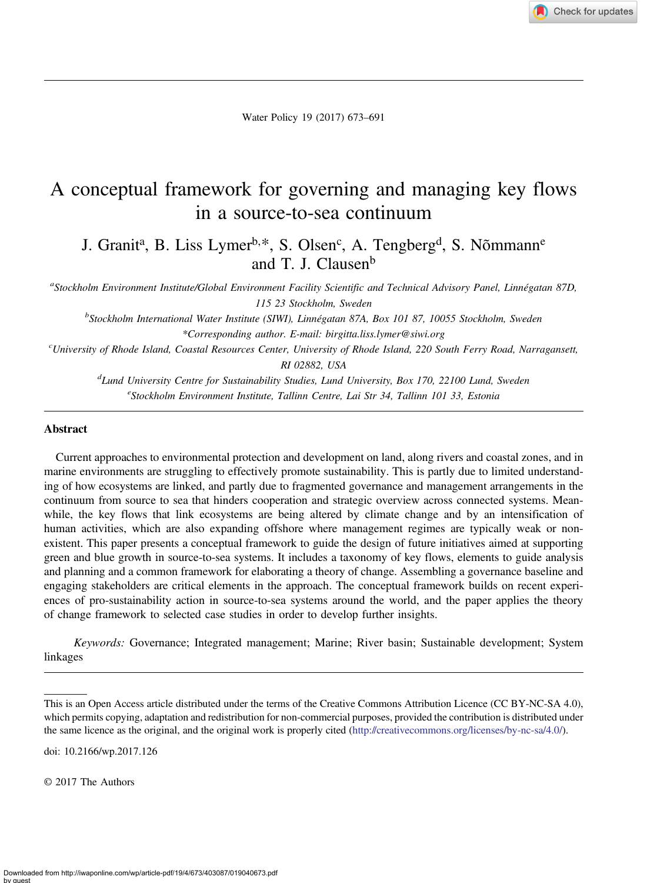# A conceptual framework for governing and managing key flows in a source-to-sea continuum

J. Granit[a], B. Liss Lymer[b,*], S. Olsen[c], A. Tengberg[d], S. Nõmmann[e] and T. J. Clausen[b]

[a]*Stockholm Environment Institute/Global Environment Facility Scientific and Technical Advisory Panel, Linnégatan 87D, 115 23 Stockholm, Sweden*

[b]*Stockholm International Water Institute (SIWI), Linnégatan 87A, Box 101 87, 10055 Stockholm, Sweden*

*\*Corresponding author. E-mail: birgitta.liss.lymer@siwi.org*

[c]*University of Rhode Island, Coastal Resources Center, University of Rhode Island, 220 South Ferry Road, Narragansett, RI 02882, USA*

[d]*Lund University Centre for Sustainability Studies, Lund University, Box 170, 22100 Lund, Sweden*

[e]*Stockholm Environment Institute, Tallinn Centre, Lai Str 34, Tallinn 101 33, Estonia*

## Abstract

Current approaches to environmental protection and development on land, along rivers and coastal zones, and in marine environments are struggling to effectively promote sustainability. This is partly due to limited understanding of how ecosystems are linked, and partly due to fragmented governance and management arrangements in the continuum from source to sea that hinders cooperation and strategic overview across connected systems. Meanwhile, the key flows that link ecosystems are being altered by climate change and by an intensification of human activities, which are also expanding offshore where management regimes are typically weak or non-existent. This paper presents a conceptual framework to guide the design of future initiatives aimed at supporting green and blue growth in source-to-sea systems. It includes a taxonomy of key flows, elements to guide analysis and planning and a common framework for elaborating a theory of change. Assembling a governance baseline and engaging stakeholders are critical elements in the approach. The conceptual framework builds on recent experiences of pro-sustainability action in source-to-sea systems around the world, and the paper applies the theory of change framework to selected case studies in order to develop further insights.

*Keywords:* Governance; Integrated management; Marine; River basin; Sustainable development; System linkages

This is an Open Access article distributed under the terms of the Creative Commons Attribution Licence (CC BY-NC-SA 4.0), which permits copying, adaptation and redistribution for non-commercial purposes, provided the contribution is distributed under the same licence as the original, and the original work is properly cited (http://creativecommons.org/licenses/by-nc-sa/4.0/).

doi: 10.2166/wp.2017.126

© 2017 The Authors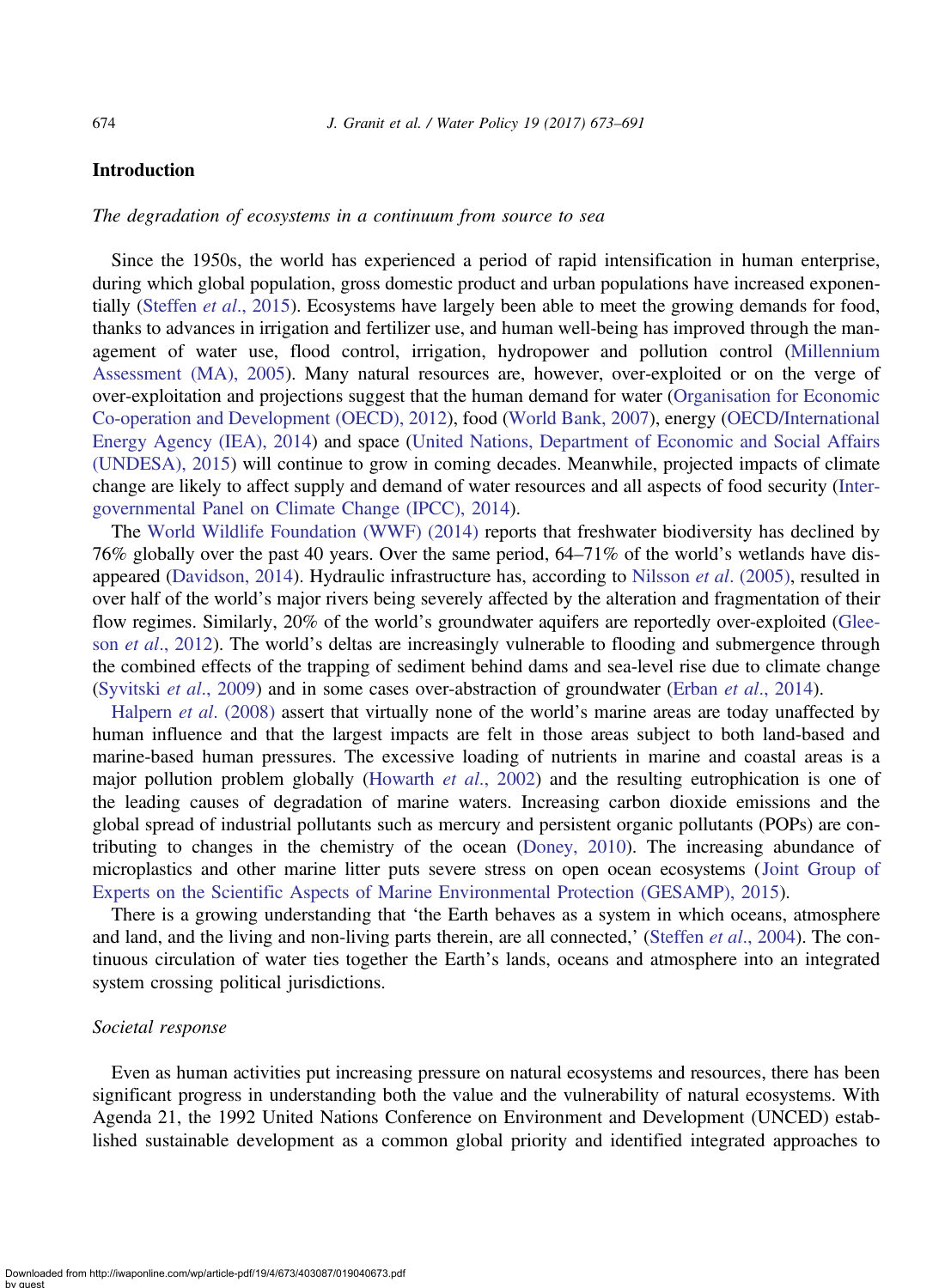## Introduction

*The degradation of ecosystems in a continuum from source to sea*

Since the 1950s, the world has experienced a period of rapid intensification in human enterprise, during which global population, gross domestic product and urban populations have increased exponentially (Steffen *et al*., 2015). Ecosystems have largely been able to meet the growing demands for food, thanks to advances in irrigation and fertilizer use, and human well-being has improved through the management of water use, flood control, irrigation, hydropower and pollution control (Millennium Assessment (MA), 2005). Many natural resources are, however, over-exploited or on the verge of over-exploitation and projections suggest that the human demand for water (Organisation for Economic Co-operation and Development (OECD), 2012), food (World Bank, 2007), energy (OECD/International Energy Agency (IEA), 2014) and space (United Nations, Department of Economic and Social Affairs (UNDESA), 2015) will continue to grow in coming decades. Meanwhile, projected impacts of climate change are likely to affect supply and demand of water resources and all aspects of food security (Intergovernmental Panel on Climate Change (IPCC), 2014).

The World Wildlife Foundation (WWF) (2014) reports that freshwater biodiversity has declined by 76% globally over the past 40 years. Over the same period, 64–71% of the world's wetlands have disappeared (Davidson, 2014). Hydraulic infrastructure has, according to Nilsson *et al*. (2005), resulted in over half of the world's major rivers being severely affected by the alteration and fragmentation of their flow regimes. Similarly, 20% of the world's groundwater aquifers are reportedly over-exploited (Gleeson *et al*., 2012). The world's deltas are increasingly vulnerable to flooding and submergence through the combined effects of the trapping of sediment behind dams and sea-level rise due to climate change (Syvitski *et al*., 2009) and in some cases over-abstraction of groundwater (Erban *et al*., 2014).

Halpern *et al*. (2008) assert that virtually none of the world's marine areas are today unaffected by human influence and that the largest impacts are felt in those areas subject to both land-based and marine-based human pressures. The excessive loading of nutrients in marine and coastal areas is a major pollution problem globally (Howarth *et al*., 2002) and the resulting eutrophication is one of the leading causes of degradation of marine waters. Increasing carbon dioxide emissions and the global spread of industrial pollutants such as mercury and persistent organic pollutants (POPs) are contributing to changes in the chemistry of the ocean (Doney, 2010). The increasing abundance of microplastics and other marine litter puts severe stress on open ocean ecosystems (Joint Group of Experts on the Scientific Aspects of Marine Environmental Protection (GESAMP), 2015).

There is a growing understanding that 'the Earth behaves as a system in which oceans, atmosphere and land, and the living and non-living parts therein, are all connected,' (Steffen *et al*., 2004). The continuous circulation of water ties together the Earth's lands, oceans and atmosphere into an integrated system crossing political jurisdictions.

*Societal response*

Even as human activities put increasing pressure on natural ecosystems and resources, there has been significant progress in understanding both the value and the vulnerability of natural ecosystems. With Agenda 21, the 1992 United Nations Conference on Environment and Development (UNCED) established sustainable development as a common global priority and identified integrated approaches to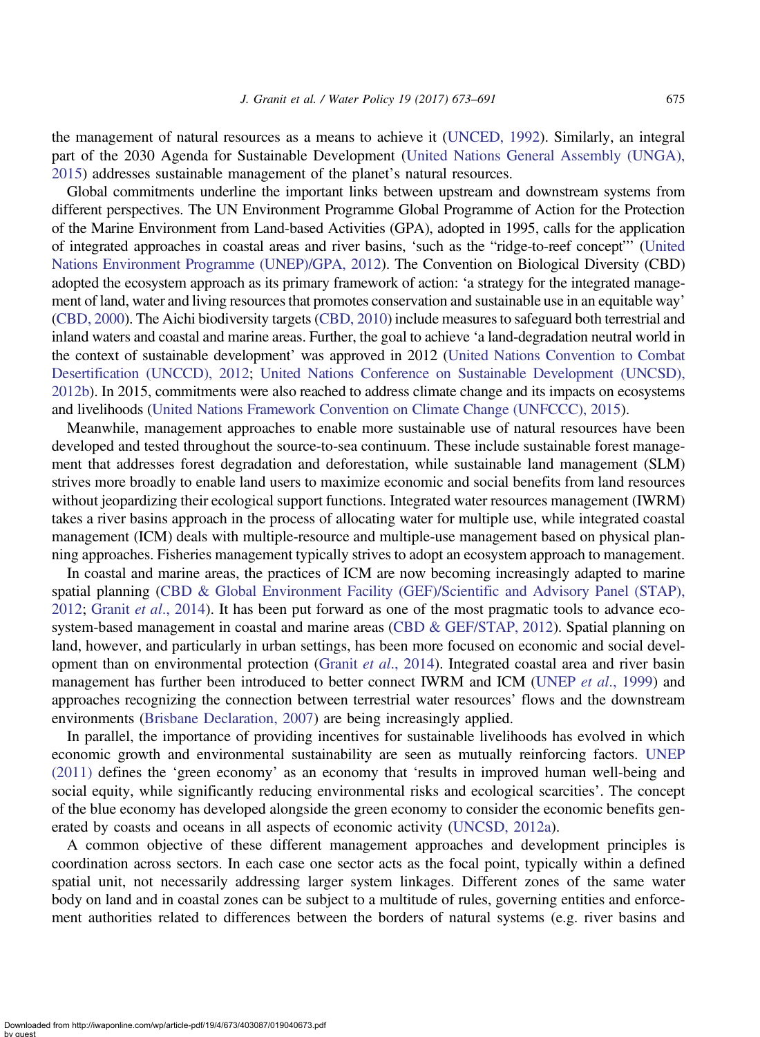the management of natural resources as a means to achieve it (UNCED, 1992). Similarly, an integral part of the 2030 Agenda for Sustainable Development (United Nations General Assembly (UNGA), 2015) addresses sustainable management of the planet's natural resources.

Global commitments underline the important links between upstream and downstream systems from different perspectives. The UN Environment Programme Global Programme of Action for the Protection of the Marine Environment from Land-based Activities (GPA), adopted in 1995, calls for the application of integrated approaches in coastal areas and river basins, 'such as the "ridge-to-reef concept"' (United Nations Environment Programme (UNEP)/GPA, 2012). The Convention on Biological Diversity (CBD) adopted the ecosystem approach as its primary framework of action: 'a strategy for the integrated management of land, water and living resources that promotes conservation and sustainable use in an equitable way' (CBD, 2000). The Aichi biodiversity targets (CBD, 2010) include measures to safeguard both terrestrial and inland waters and coastal and marine areas. Further, the goal to achieve 'a land-degradation neutral world in the context of sustainable development' was approved in 2012 (United Nations Convention to Combat Desertification (UNCCD), 2012; United Nations Conference on Sustainable Development (UNCSD), 2012b). In 2015, commitments were also reached to address climate change and its impacts on ecosystems and livelihoods (United Nations Framework Convention on Climate Change (UNFCCC), 2015).

Meanwhile, management approaches to enable more sustainable use of natural resources have been developed and tested throughout the source-to-sea continuum. These include sustainable forest management that addresses forest degradation and deforestation, while sustainable land management (SLM) strives more broadly to enable land users to maximize economic and social benefits from land resources without jeopardizing their ecological support functions. Integrated water resources management (IWRM) takes a river basins approach in the process of allocating water for multiple use, while integrated coastal management (ICM) deals with multiple-resource and multiple-use management based on physical planning approaches. Fisheries management typically strives to adopt an ecosystem approach to management.

In coastal and marine areas, the practices of ICM are now becoming increasingly adapted to marine spatial planning (CBD & Global Environment Facility (GEF)/Scientific and Advisory Panel (STAP), 2012; Granit *et al.*, 2014). It has been put forward as one of the most pragmatic tools to advance ecosystem-based management in coastal and marine areas (CBD & GEF/STAP, 2012). Spatial planning on land, however, and particularly in urban settings, has been more focused on economic and social development than on environmental protection (Granit *et al.*, 2014). Integrated coastal area and river basin management has further been introduced to better connect IWRM and ICM (UNEP *et al.*, 1999) and approaches recognizing the connection between terrestrial water resources' flows and the downstream environments (Brisbane Declaration, 2007) are being increasingly applied.

In parallel, the importance of providing incentives for sustainable livelihoods has evolved in which economic growth and environmental sustainability are seen as mutually reinforcing factors. UNEP (2011) defines the 'green economy' as an economy that 'results in improved human well-being and social equity, while significantly reducing environmental risks and ecological scarcities'. The concept of the blue economy has developed alongside the green economy to consider the economic benefits generated by coasts and oceans in all aspects of economic activity (UNCSD, 2012a).

A common objective of these different management approaches and development principles is coordination across sectors. In each case one sector acts as the focal point, typically within a defined spatial unit, not necessarily addressing larger system linkages. Different zones of the same water body on land and in coastal zones can be subject to a multitude of rules, governing entities and enforcement authorities related to differences between the borders of natural systems (e.g. river basins and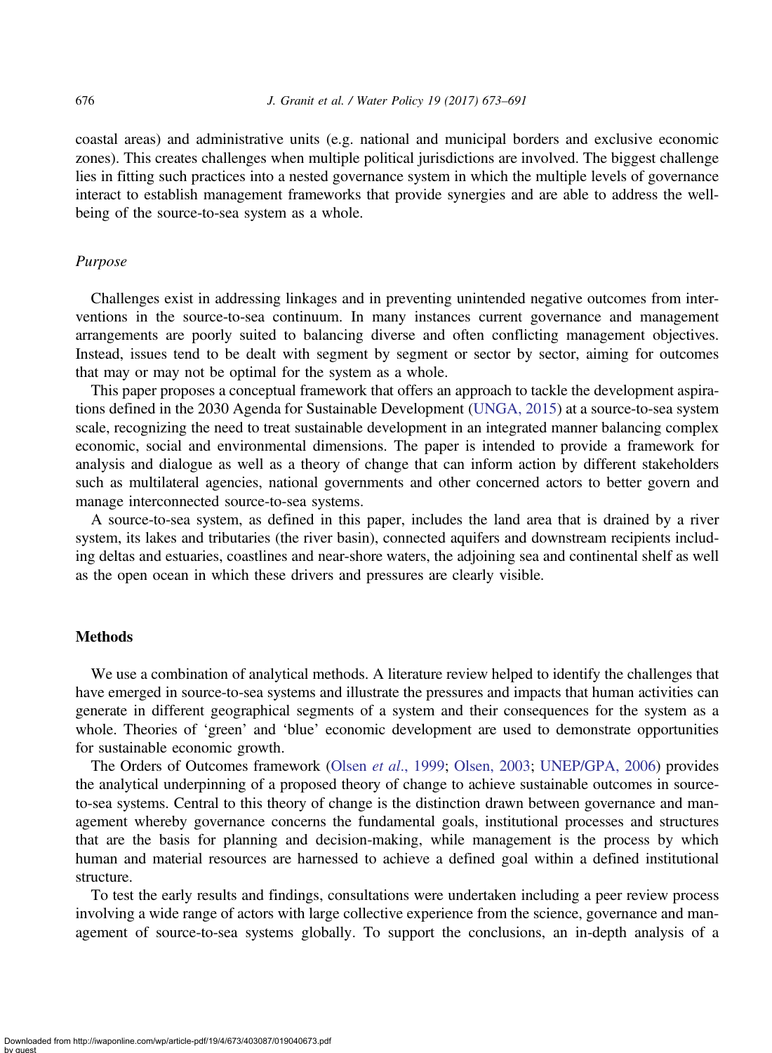coastal areas) and administrative units (e.g. national and municipal borders and exclusive economic zones). This creates challenges when multiple political jurisdictions are involved. The biggest challenge lies in fitting such practices into a nested governance system in which the multiple levels of governance interact to establish management frameworks that provide synergies and are able to address the well-being of the source-to-sea system as a whole.

### *Purpose*

Challenges exist in addressing linkages and in preventing unintended negative outcomes from interventions in the source-to-sea continuum. In many instances current governance and management arrangements are poorly suited to balancing diverse and often conflicting management objectives. Instead, issues tend to be dealt with segment by segment or sector by sector, aiming for outcomes that may or may not be optimal for the system as a whole.

This paper proposes a conceptual framework that offers an approach to tackle the development aspirations defined in the 2030 Agenda for Sustainable Development (UNGA, 2015) at a source-to-sea system scale, recognizing the need to treat sustainable development in an integrated manner balancing complex economic, social and environmental dimensions. The paper is intended to provide a framework for analysis and dialogue as well as a theory of change that can inform action by different stakeholders such as multilateral agencies, national governments and other concerned actors to better govern and manage interconnected source-to-sea systems.

A source-to-sea system, as defined in this paper, includes the land area that is drained by a river system, its lakes and tributaries (the river basin), connected aquifers and downstream recipients including deltas and estuaries, coastlines and near-shore waters, the adjoining sea and continental shelf as well as the open ocean in which these drivers and pressures are clearly visible.

## Methods

We use a combination of analytical methods. A literature review helped to identify the challenges that have emerged in source-to-sea systems and illustrate the pressures and impacts that human activities can generate in different geographical segments of a system and their consequences for the system as a whole. Theories of 'green' and 'blue' economic development are used to demonstrate opportunities for sustainable economic growth.

The Orders of Outcomes framework (Olsen *et al*., 1999; Olsen, 2003; UNEP/GPA, 2006) provides the analytical underpinning of a proposed theory of change to achieve sustainable outcomes in source-to-sea systems. Central to this theory of change is the distinction drawn between governance and management whereby governance concerns the fundamental goals, institutional processes and structures that are the basis for planning and decision-making, while management is the process by which human and material resources are harnessed to achieve a defined goal within a defined institutional structure.

To test the early results and findings, consultations were undertaken including a peer review process involving a wide range of actors with large collective experience from the science, governance and management of source-to-sea systems globally. To support the conclusions, an in-depth analysis of a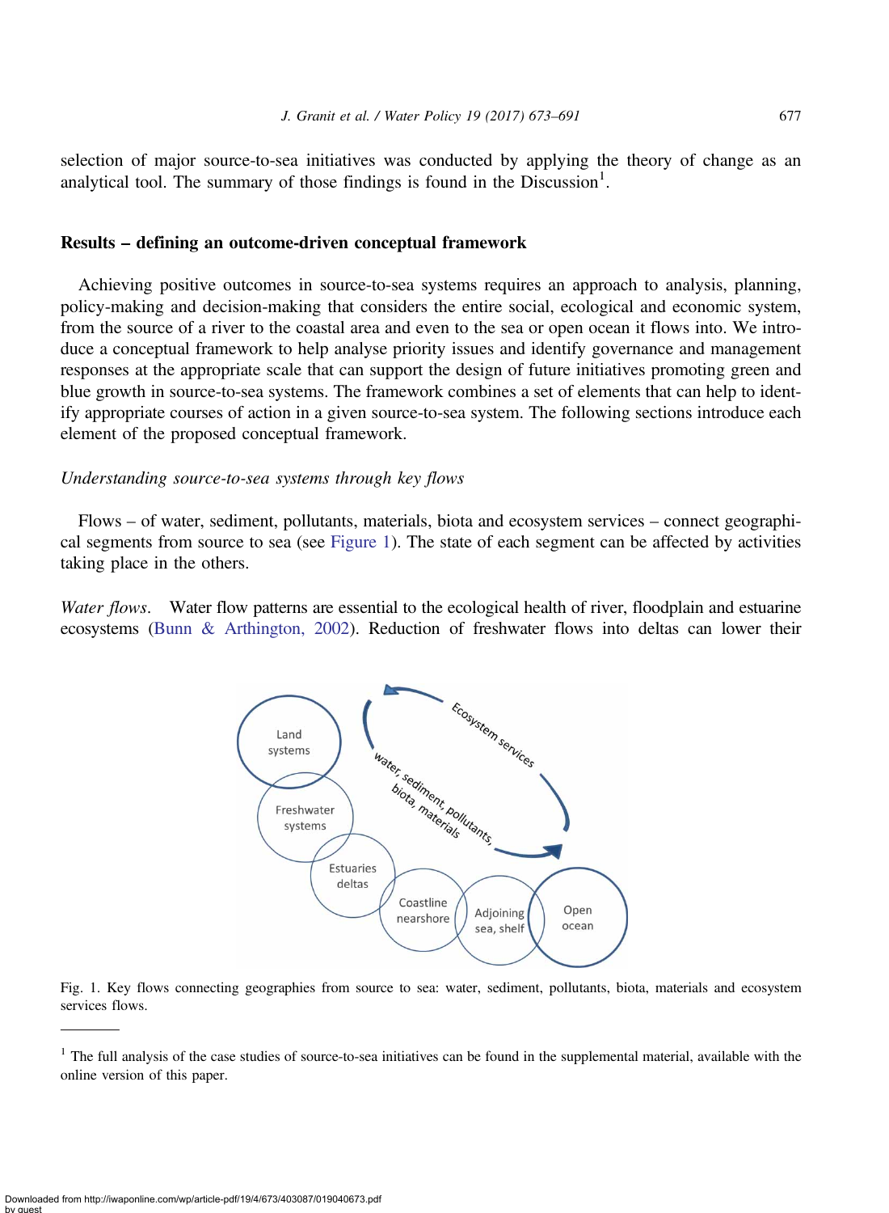selection of major source-to-sea initiatives was conducted by applying the theory of change as an analytical tool. The summary of those findings is found in the Discussion[1].

## Results – defining an outcome-driven conceptual framework

Achieving positive outcomes in source-to-sea systems requires an approach to analysis, planning, policy-making and decision-making that considers the entire social, ecological and economic system, from the source of a river to the coastal area and even to the sea or open ocean it flows into. We introduce a conceptual framework to help analyse priority issues and identify governance and management responses at the appropriate scale that can support the design of future initiatives promoting green and blue growth in source-to-sea systems. The framework combines a set of elements that can help to identify appropriate courses of action in a given source-to-sea system. The following sections introduce each element of the proposed conceptual framework.

### *Understanding source-to-sea systems through key flows*

Flows – of water, sediment, pollutants, materials, biota and ecosystem services – connect geographical segments from source to sea (see Figure 1). The state of each segment can be affected by activities taking place in the others.

*Water flows*. Water flow patterns are essential to the ecological health of river, floodplain and estuarine ecosystems (Bunn & Arthington, 2002). Reduction of freshwater flows into deltas can lower their

Fig. 1. Key flows connecting geographies from source to sea: water, sediment, pollutants, biota, materials and ecosystem services flows.

[1] The full analysis of the case studies of source-to-sea initiatives can be found in the supplemental material, available with the online version of this paper.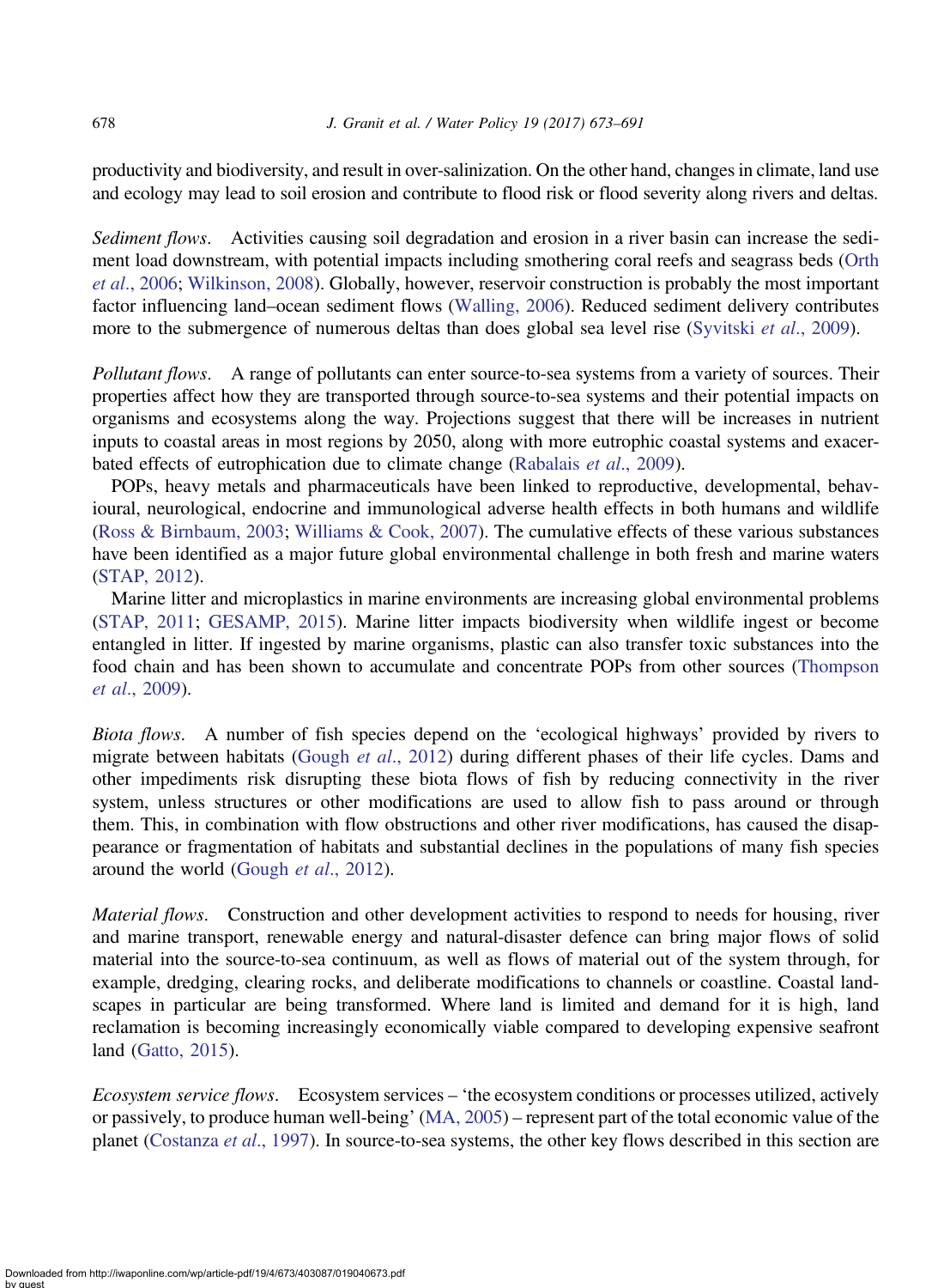productivity and biodiversity, and result in over-salinization. On the other hand, changes in climate, land use and ecology may lead to soil erosion and contribute to flood risk or flood severity along rivers and deltas.

*Sediment flows*. Activities causing soil degradation and erosion in a river basin can increase the sediment load downstream, with potential impacts including smothering coral reefs and seagrass beds (Orth *et al*., 2006; Wilkinson, 2008). Globally, however, reservoir construction is probably the most important factor influencing land–ocean sediment flows (Walling, 2006). Reduced sediment delivery contributes more to the submergence of numerous deltas than does global sea level rise (Syvitski *et al*., 2009).

*Pollutant flows*. A range of pollutants can enter source-to-sea systems from a variety of sources. Their properties affect how they are transported through source-to-sea systems and their potential impacts on organisms and ecosystems along the way. Projections suggest that there will be increases in nutrient inputs to coastal areas in most regions by 2050, along with more eutrophic coastal systems and exacerbated effects of eutrophication due to climate change (Rabalais *et al*., 2009).

POPs, heavy metals and pharmaceuticals have been linked to reproductive, developmental, behavioural, neurological, endocrine and immunological adverse health effects in both humans and wildlife (Ross & Birnbaum, 2003; Williams & Cook, 2007). The cumulative effects of these various substances have been identified as a major future global environmental challenge in both fresh and marine waters (STAP, 2012).

Marine litter and microplastics in marine environments are increasing global environmental problems (STAP, 2011; GESAMP, 2015). Marine litter impacts biodiversity when wildlife ingest or become entangled in litter. If ingested by marine organisms, plastic can also transfer toxic substances into the food chain and has been shown to accumulate and concentrate POPs from other sources (Thompson *et al*., 2009).

*Biota flows*. A number of fish species depend on the 'ecological highways' provided by rivers to migrate between habitats (Gough *et al*., 2012) during different phases of their life cycles. Dams and other impediments risk disrupting these biota flows of fish by reducing connectivity in the river system, unless structures or other modifications are used to allow fish to pass around or through them. This, in combination with flow obstructions and other river modifications, has caused the disappearance or fragmentation of habitats and substantial declines in the populations of many fish species around the world (Gough *et al*., 2012).

*Material flows*. Construction and other development activities to respond to needs for housing, river and marine transport, renewable energy and natural-disaster defence can bring major flows of solid material into the source-to-sea continuum, as well as flows of material out of the system through, for example, dredging, clearing rocks, and deliberate modifications to channels or coastline. Coastal landscapes in particular are being transformed. Where land is limited and demand for it is high, land reclamation is becoming increasingly economically viable compared to developing expensive seafront land (Gatto, 2015).

*Ecosystem service flows*. Ecosystem services – 'the ecosystem conditions or processes utilized, actively or passively, to produce human well-being' (MA, 2005) – represent part of the total economic value of the planet (Costanza *et al*., 1997). In source-to-sea systems, the other key flows described in this section are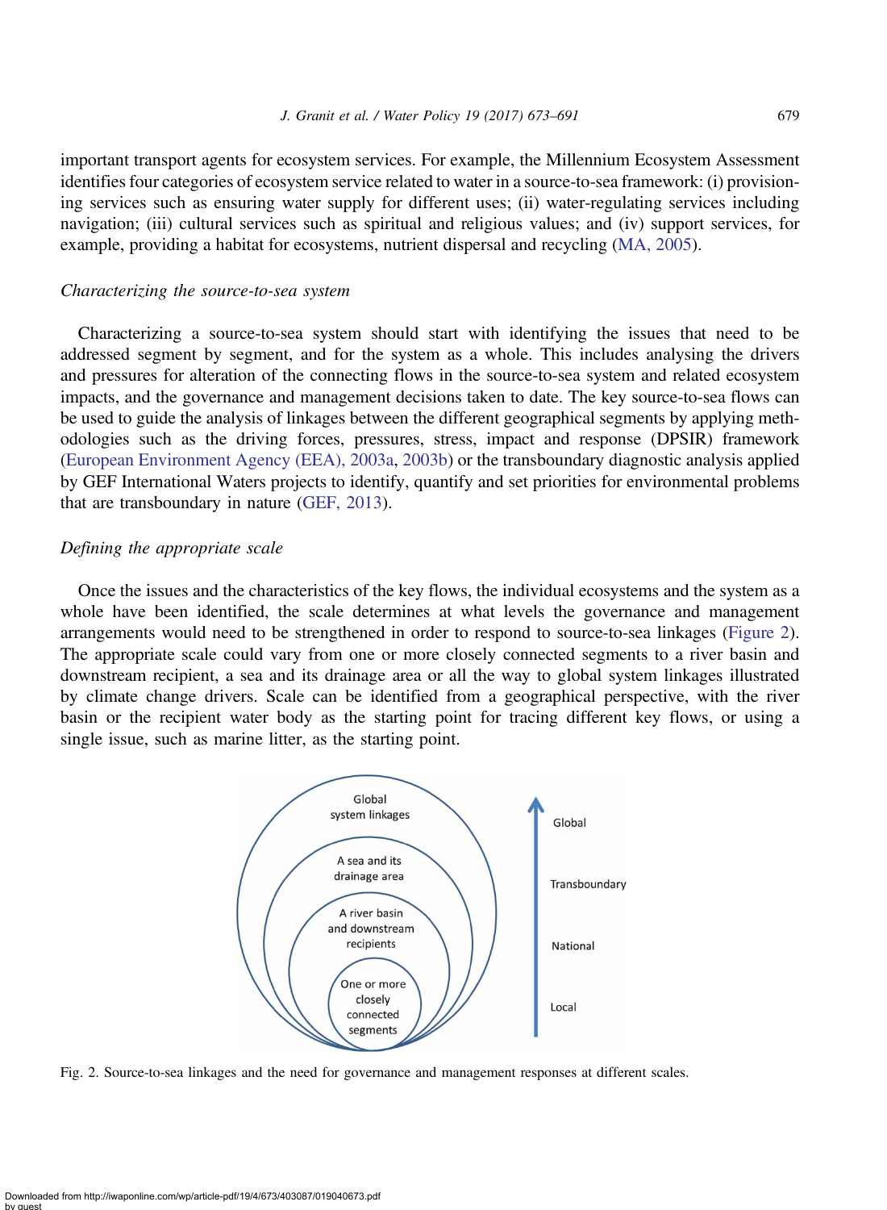important transport agents for ecosystem services. For example, the Millennium Ecosystem Assessment identifies four categories of ecosystem service related to water in a source-to-sea framework: (i) provisioning services such as ensuring water supply for different uses; (ii) water-regulating services including navigation; (iii) cultural services such as spiritual and religious values; and (iv) support services, for example, providing a habitat for ecosystems, nutrient dispersal and recycling (MA, 2005).

### *Characterizing the source-to-sea system*

Characterizing a source-to-sea system should start with identifying the issues that need to be addressed segment by segment, and for the system as a whole. This includes analysing the drivers and pressures for alteration of the connecting flows in the source-to-sea system and related ecosystem impacts, and the governance and management decisions taken to date. The key source-to-sea flows can be used to guide the analysis of linkages between the different geographical segments by applying methodologies such as the driving forces, pressures, stress, impact and response (DPSIR) framework (European Environment Agency (EEA), 2003a, 2003b) or the transboundary diagnostic analysis applied by GEF International Waters projects to identify, quantify and set priorities for environmental problems that are transboundary in nature (GEF, 2013).

### *Defining the appropriate scale*

Once the issues and the characteristics of the key flows, the individual ecosystems and the system as a whole have been identified, the scale determines at what levels the governance and management arrangements would need to be strengthened in order to respond to source-to-sea linkages (Figure 2). The appropriate scale could vary from one or more closely connected segments to a river basin and downstream recipient, a sea and its drainage area or all the way to global system linkages illustrated by climate change drivers. Scale can be identified from a geographical perspective, with the river basin or the recipient water body as the starting point for tracing different key flows, or using a single issue, such as marine litter, as the starting point.

Fig. 2. Source-to-sea linkages and the need for governance and management responses at different scales.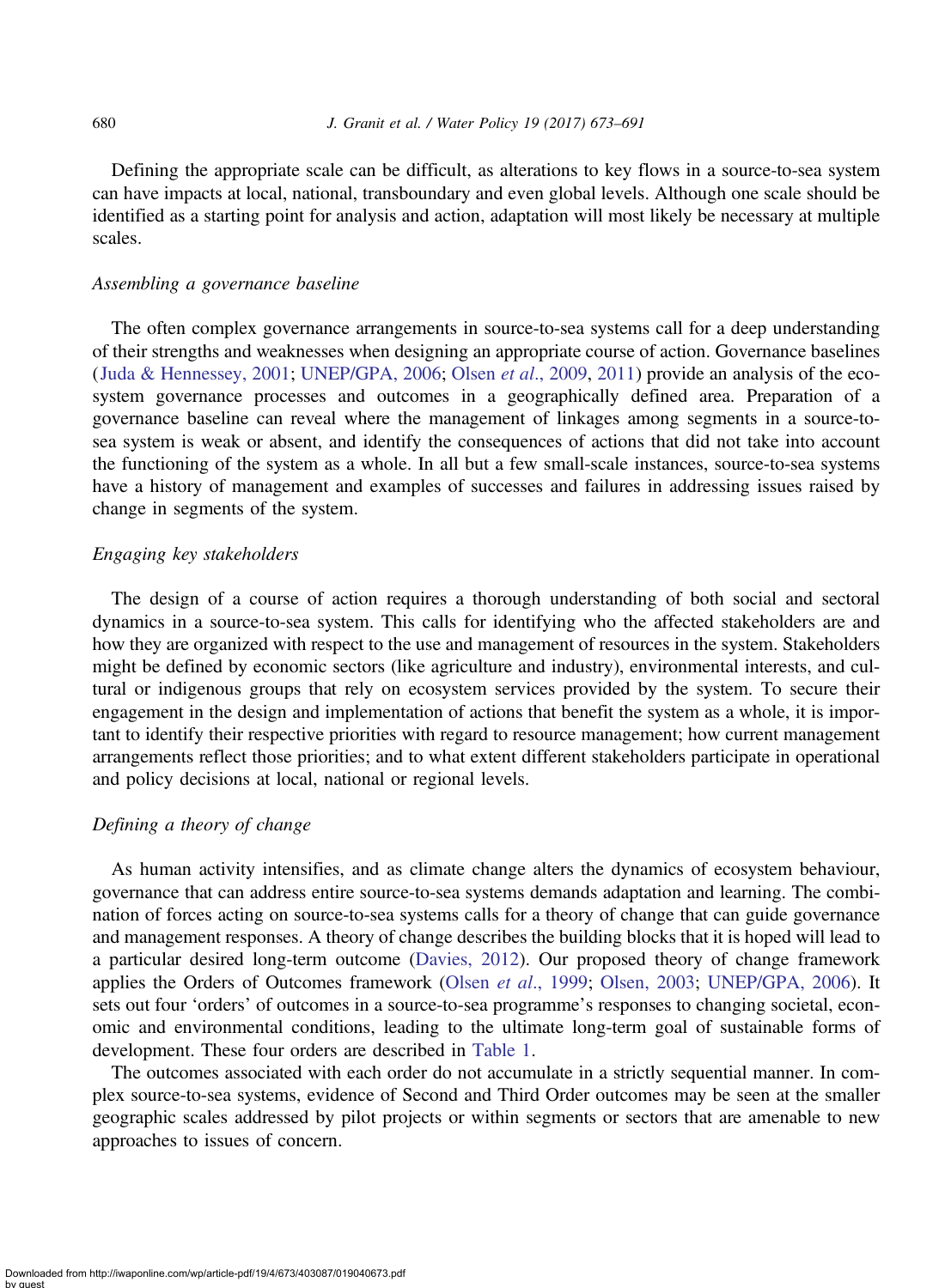Defining the appropriate scale can be difficult, as alterations to key flows in a source-to-sea system can have impacts at local, national, transboundary and even global levels. Although one scale should be identified as a starting point for analysis and action, adaptation will most likely be necessary at multiple scales.

### *Assembling a governance baseline*

The often complex governance arrangements in source-to-sea systems call for a deep understanding of their strengths and weaknesses when designing an appropriate course of action. Governance baselines (Juda & Hennessey, 2001; UNEP/GPA, 2006; Olsen *et al*., 2009, 2011) provide an analysis of the ecosystem governance processes and outcomes in a geographically defined area. Preparation of a governance baseline can reveal where the management of linkages among segments in a source-to-sea system is weak or absent, and identify the consequences of actions that did not take into account the functioning of the system as a whole. In all but a few small-scale instances, source-to-sea systems have a history of management and examples of successes and failures in addressing issues raised by change in segments of the system.

### *Engaging key stakeholders*

The design of a course of action requires a thorough understanding of both social and sectoral dynamics in a source-to-sea system. This calls for identifying who the affected stakeholders are and how they are organized with respect to the use and management of resources in the system. Stakeholders might be defined by economic sectors (like agriculture and industry), environmental interests, and cultural or indigenous groups that rely on ecosystem services provided by the system. To secure their engagement in the design and implementation of actions that benefit the system as a whole, it is important to identify their respective priorities with regard to resource management; how current management arrangements reflect those priorities; and to what extent different stakeholders participate in operational and policy decisions at local, national or regional levels.

### *Defining a theory of change*

As human activity intensifies, and as climate change alters the dynamics of ecosystem behaviour, governance that can address entire source-to-sea systems demands adaptation and learning. The combination of forces acting on source-to-sea systems calls for a theory of change that can guide governance and management responses. A theory of change describes the building blocks that it is hoped will lead to a particular desired long-term outcome (Davies, 2012). Our proposed theory of change framework applies the Orders of Outcomes framework (Olsen *et al*., 1999; Olsen, 2003; UNEP/GPA, 2006). It sets out four 'orders' of outcomes in a source-to-sea programme's responses to changing societal, economic and environmental conditions, leading to the ultimate long-term goal of sustainable forms of development. These four orders are described in Table 1.

The outcomes associated with each order do not accumulate in a strictly sequential manner. In complex source-to-sea systems, evidence of Second and Third Order outcomes may be seen at the smaller geographic scales addressed by pilot projects or within segments or sectors that are amenable to new approaches to issues of concern.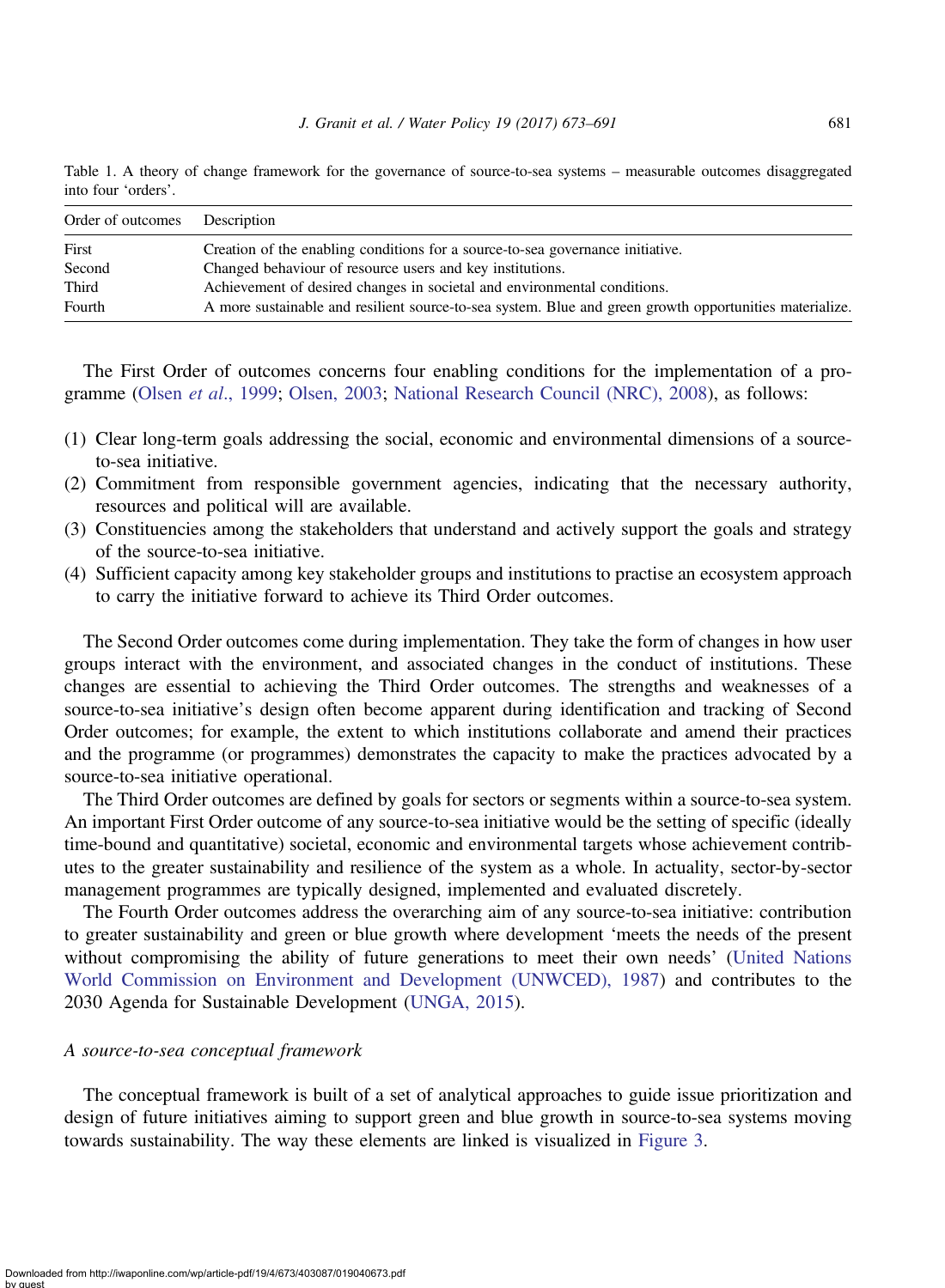Table 1. A theory of change framework for the governance of source-to-sea systems – measurable outcomes disaggregated into four 'orders'.

| Order of outcomes | Description |
|---|---|
| First | Creation of the enabling conditions for a source-to-sea governance initiative. |
| Second | Changed behaviour of resource users and key institutions. |
| Third | Achievement of desired changes in societal and environmental conditions. |
| Fourth | A more sustainable and resilient source-to-sea system. Blue and green growth opportunities materialize. |

The First Order of outcomes concerns four enabling conditions for the implementation of a programme (Olsen *et al*., 1999; Olsen, 2003; National Research Council (NRC), 2008), as follows:

1. Clear long-term goals addressing the social, economic and environmental dimensions of a source-to-sea initiative.
2. Commitment from responsible government agencies, indicating that the necessary authority, resources and political will are available.
3. Constituencies among the stakeholders that understand and actively support the goals and strategy of the source-to-sea initiative.
4. Sufficient capacity among key stakeholder groups and institutions to practise an ecosystem approach to carry the initiative forward to achieve its Third Order outcomes.

The Second Order outcomes come during implementation. They take the form of changes in how user groups interact with the environment, and associated changes in the conduct of institutions. These changes are essential to achieving the Third Order outcomes. The strengths and weaknesses of a source-to-sea initiative's design often become apparent during identification and tracking of Second Order outcomes; for example, the extent to which institutions collaborate and amend their practices and the programme (or programmes) demonstrates the capacity to make the practices advocated by a source-to-sea initiative operational.

The Third Order outcomes are defined by goals for sectors or segments within a source-to-sea system. An important First Order outcome of any source-to-sea initiative would be the setting of specific (ideally time-bound and quantitative) societal, economic and environmental targets whose achievement contributes to the greater sustainability and resilience of the system as a whole. In actuality, sector-by-sector management programmes are typically designed, implemented and evaluated discretely.

The Fourth Order outcomes address the overarching aim of any source-to-sea initiative: contribution to greater sustainability and green or blue growth where development 'meets the needs of the present without compromising the ability of future generations to meet their own needs' (United Nations World Commission on Environment and Development (UNWCED), 1987) and contributes to the 2030 Agenda for Sustainable Development (UNGA, 2015).

*A source-to-sea conceptual framework*

The conceptual framework is built of a set of analytical approaches to guide issue prioritization and design of future initiatives aiming to support green and blue growth in source-to-sea systems moving towards sustainability. The way these elements are linked is visualized in Figure 3.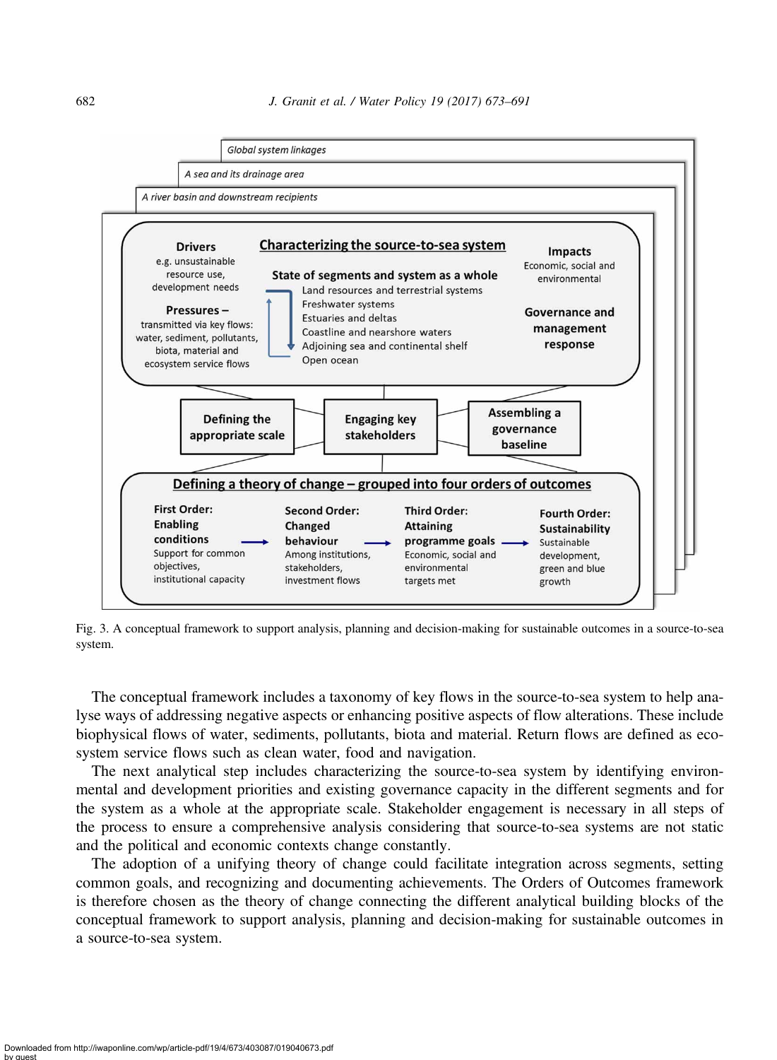Global system linkages

A sea and its drainage area

A river basin and downstream recipients

**Characterizing the source-to-sea system**

**Drivers**
e.g. unsustainable resource use, development needs

**Pressures –**
transmitted via key flows: water, sediment, pollutants, biota, material and ecosystem service flows

**State of segments and system as a whole**
- Land resources and terrestrial systems
- Freshwater systems
- Estuaries and deltas
- Coastline and nearshore waters
- Adjoining sea and continental shelf
- Open ocean

**Impacts**
Economic, social and environmental

**Governance and management response**

**Defining the appropriate scale** | **Engaging key stakeholders** | **Assembling a governance baseline**

**Defining a theory of change – grouped into four orders of outcomes**

**First Order: Enabling conditions** – Support for common objectives, institutional capacity → **Second Order: Changed behaviour** – Among institutions, stakeholders, investment flows → **Third Order: Attaining programme goals** – Economic, social and environmental targets met → **Fourth Order: Sustainability** – Sustainable development, green and blue growth

Fig. 3. A conceptual framework to support analysis, planning and decision-making for sustainable outcomes in a source-to-sea system.

The conceptual framework includes a taxonomy of key flows in the source-to-sea system to help analyse ways of addressing negative aspects or enhancing positive aspects of flow alterations. These include biophysical flows of water, sediments, pollutants, biota and material. Return flows are defined as ecosystem service flows such as clean water, food and navigation.

The next analytical step includes characterizing the source-to-sea system by identifying environmental and development priorities and existing governance capacity in the different segments and for the system as a whole at the appropriate scale. Stakeholder engagement is necessary in all steps of the process to ensure a comprehensive analysis considering that source-to-sea systems are not static and the political and economic contexts change constantly.

The adoption of a unifying theory of change could facilitate integration across segments, setting common goals, and recognizing and documenting achievements. The Orders of Outcomes framework is therefore chosen as the theory of change connecting the different analytical building blocks of the conceptual framework to support analysis, planning and decision-making for sustainable outcomes in a source-to-sea system.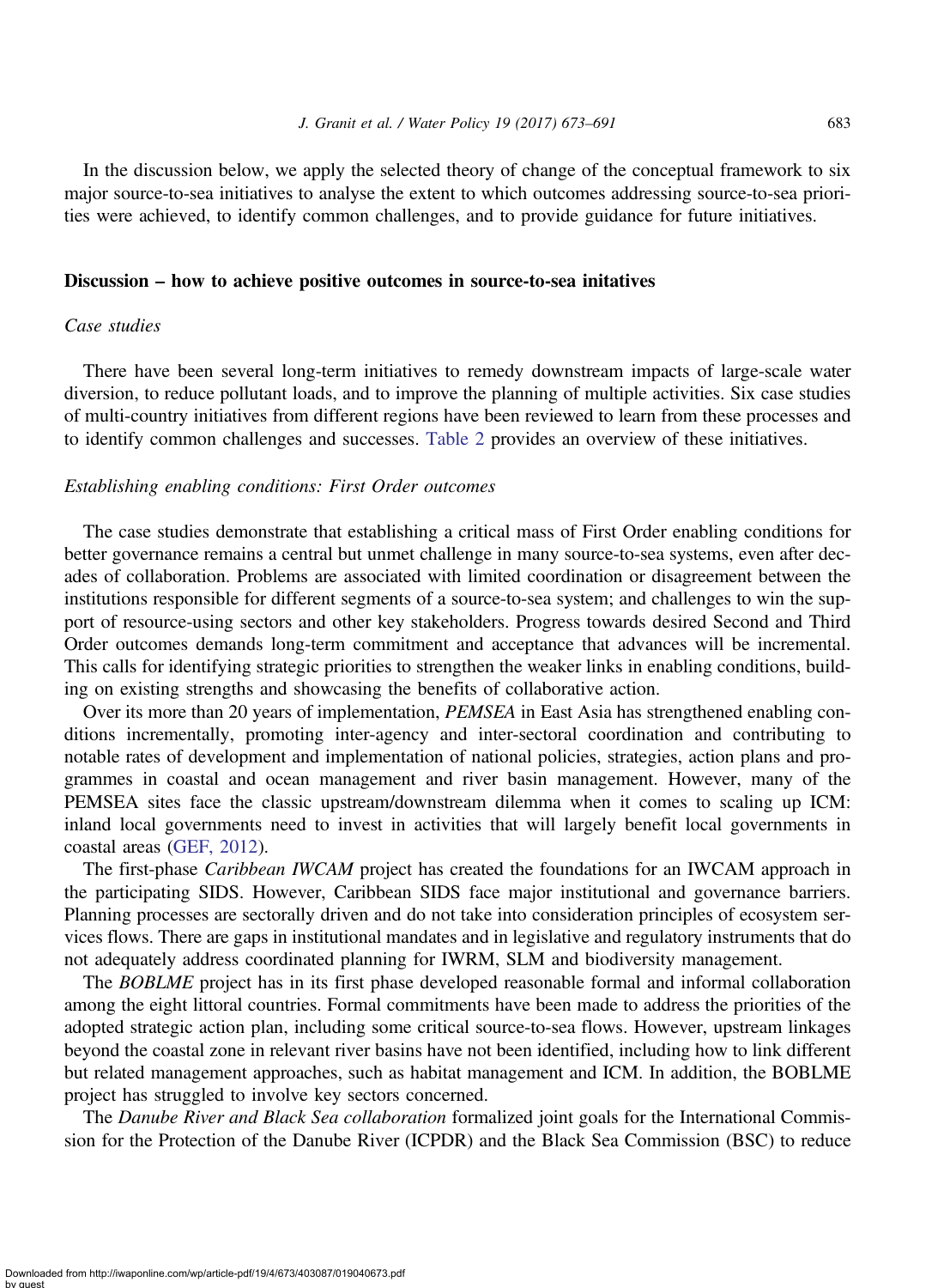In the discussion below, we apply the selected theory of change of the conceptual framework to six major source-to-sea initiatives to analyse the extent to which outcomes addressing source-to-sea priorities were achieved, to identify common challenges, and to provide guidance for future initiatives.

## Discussion – how to achieve positive outcomes in source-to-sea initatives

### *Case studies*

There have been several long-term initiatives to remedy downstream impacts of large-scale water diversion, to reduce pollutant loads, and to improve the planning of multiple activities. Six case studies of multi-country initiatives from different regions have been reviewed to learn from these processes and to identify common challenges and successes. Table 2 provides an overview of these initiatives.

### *Establishing enabling conditions: First Order outcomes*

The case studies demonstrate that establishing a critical mass of First Order enabling conditions for better governance remains a central but unmet challenge in many source-to-sea systems, even after decades of collaboration. Problems are associated with limited coordination or disagreement between the institutions responsible for different segments of a source-to-sea system; and challenges to win the support of resource-using sectors and other key stakeholders. Progress towards desired Second and Third Order outcomes demands long-term commitment and acceptance that advances will be incremental. This calls for identifying strategic priorities to strengthen the weaker links in enabling conditions, building on existing strengths and showcasing the benefits of collaborative action.

Over its more than 20 years of implementation, *PEMSEA* in East Asia has strengthened enabling conditions incrementally, promoting inter-agency and inter-sectoral coordination and contributing to notable rates of development and implementation of national policies, strategies, action plans and programmes in coastal and ocean management and river basin management. However, many of the PEMSEA sites face the classic upstream/downstream dilemma when it comes to scaling up ICM: inland local governments need to invest in activities that will largely benefit local governments in coastal areas (GEF, 2012).

The first-phase *Caribbean IWCAM* project has created the foundations for an IWCAM approach in the participating SIDS. However, Caribbean SIDS face major institutional and governance barriers. Planning processes are sectorally driven and do not take into consideration principles of ecosystem services flows. There are gaps in institutional mandates and in legislative and regulatory instruments that do not adequately address coordinated planning for IWRM, SLM and biodiversity management.

The *BOBLME* project has in its first phase developed reasonable formal and informal collaboration among the eight littoral countries. Formal commitments have been made to address the priorities of the adopted strategic action plan, including some critical source-to-sea flows. However, upstream linkages beyond the coastal zone in relevant river basins have not been identified, including how to link different but related management approaches, such as habitat management and ICM. In addition, the BOBLME project has struggled to involve key sectors concerned.

The *Danube River and Black Sea collaboration* formalized joint goals for the International Commission for the Protection of the Danube River (ICPDR) and the Black Sea Commission (BSC) to reduce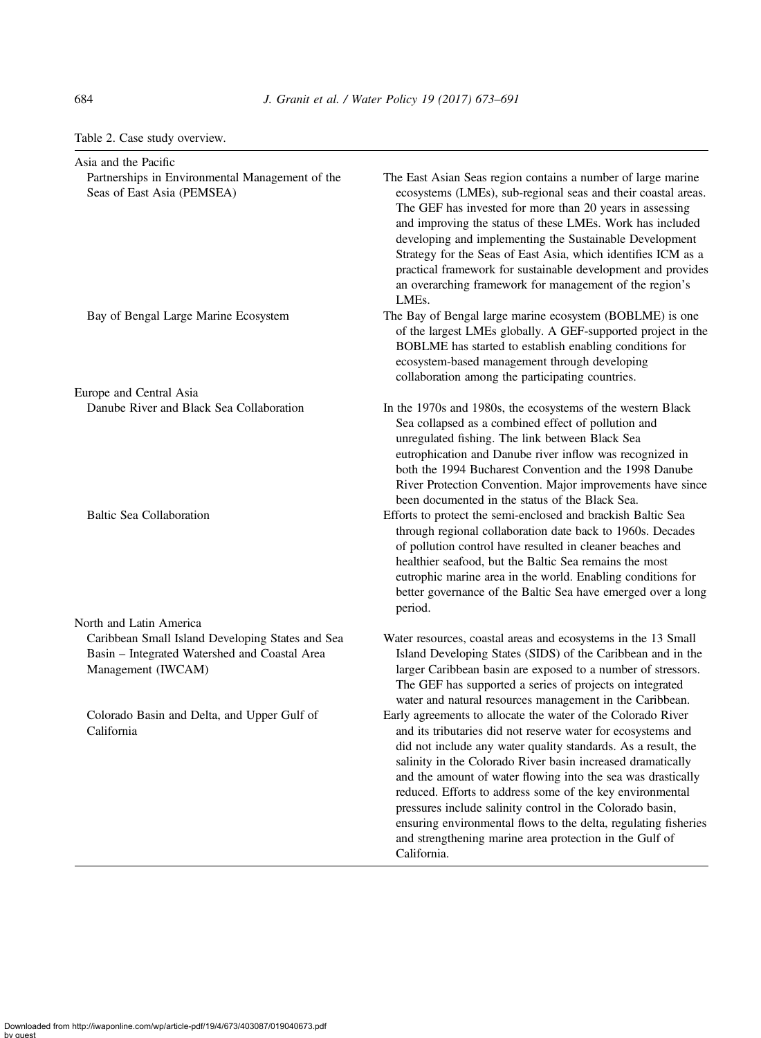Table 2. Case study overview.

| | |
|---|---|
| **Asia and the Pacific** | |
| Partnerships in Environmental Management of the Seas of East Asia (PEMSEA) | The East Asian Seas region contains a number of large marine ecosystems (LMEs), sub-regional seas and their coastal areas. The GEF has invested for more than 20 years in assessing and improving the status of these LMEs. Work has included developing and implementing the Sustainable Development Strategy for the Seas of East Asia, which identifies ICM as a practical framework for sustainable development and provides an overarching framework for management of the region's LMEs. |
| Bay of Bengal Large Marine Ecosystem | The Bay of Bengal large marine ecosystem (BOBLME) is one of the largest LMEs globally. A GEF-supported project in the BOBLME has started to establish enabling conditions for ecosystem-based management through developing collaboration among the participating countries. |
| **Europe and Central Asia** | |
| Danube River and Black Sea Collaboration | In the 1970s and 1980s, the ecosystems of the western Black Sea collapsed as a combined effect of pollution and unregulated fishing. The link between Black Sea eutrophication and Danube river inflow was recognized in both the 1994 Bucharest Convention and the 1998 Danube River Protection Convention. Major improvements have since been documented in the status of the Black Sea. |
| Baltic Sea Collaboration | Efforts to protect the semi-enclosed and brackish Baltic Sea through regional collaboration date back to 1960s. Decades of pollution control have resulted in cleaner beaches and healthier seafood, but the Baltic Sea remains the most eutrophic marine area in the world. Enabling conditions for better governance of the Baltic Sea have emerged over a long period. |
| **North and Latin America** | |
| Caribbean Small Island Developing States and Sea Basin – Integrated Watershed and Coastal Area Management (IWCAM) | Water resources, coastal areas and ecosystems in the 13 Small Island Developing States (SIDS) of the Caribbean and in the larger Caribbean basin are exposed to a number of stressors. The GEF has supported a series of projects on integrated water and natural resources management in the Caribbean. |
| Colorado Basin and Delta, and Upper Gulf of California | Early agreements to allocate the water of the Colorado River and its tributaries did not reserve water for ecosystems and did not include any water quality standards. As a result, the salinity in the Colorado River basin increased dramatically and the amount of water flowing into the sea was drastically reduced. Efforts to address some of the key environmental pressures include salinity control in the Colorado basin, ensuring environmental flows to the delta, regulating fisheries and strengthening marine area protection in the Gulf of California. |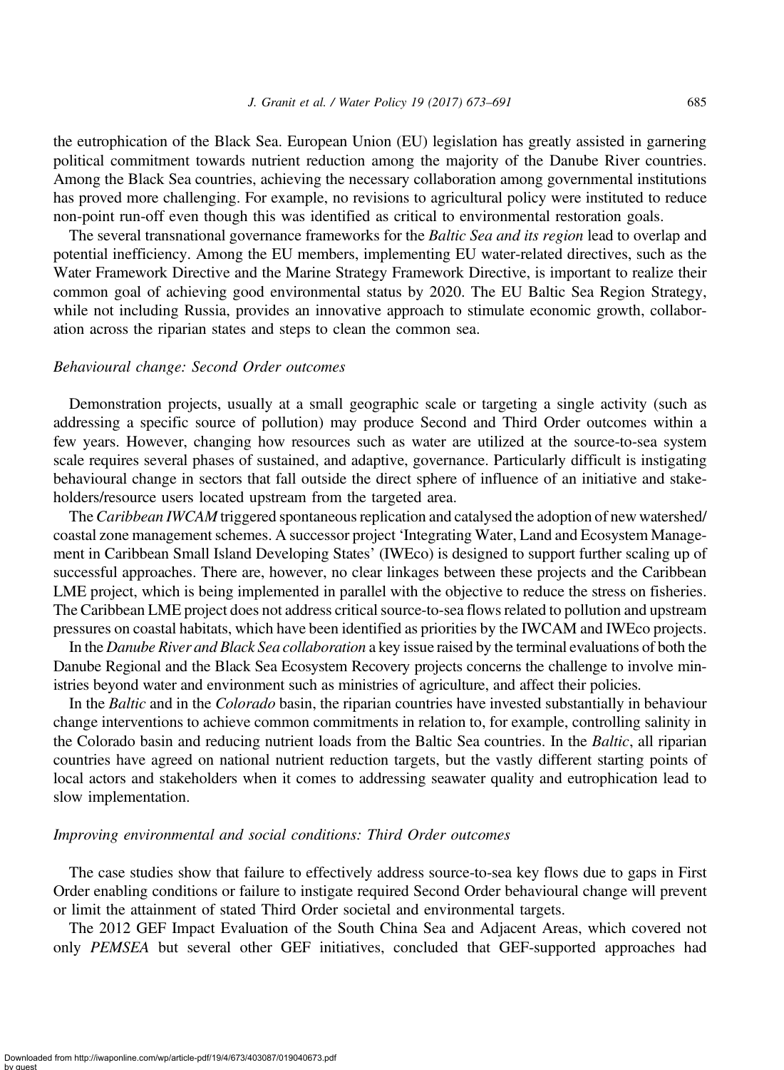the eutrophication of the Black Sea. European Union (EU) legislation has greatly assisted in garnering political commitment towards nutrient reduction among the majority of the Danube River countries. Among the Black Sea countries, achieving the necessary collaboration among governmental institutions has proved more challenging. For example, no revisions to agricultural policy were instituted to reduce non-point run-off even though this was identified as critical to environmental restoration goals.

The several transnational governance frameworks for the *Baltic Sea and its region* lead to overlap and potential inefficiency. Among the EU members, implementing EU water-related directives, such as the Water Framework Directive and the Marine Strategy Framework Directive, is important to realize their common goal of achieving good environmental status by 2020. The EU Baltic Sea Region Strategy, while not including Russia, provides an innovative approach to stimulate economic growth, collaboration across the riparian states and steps to clean the common sea.

### *Behavioural change: Second Order outcomes*

Demonstration projects, usually at a small geographic scale or targeting a single activity (such as addressing a specific source of pollution) may produce Second and Third Order outcomes within a few years. However, changing how resources such as water are utilized at the source-to-sea system scale requires several phases of sustained, and adaptive, governance. Particularly difficult is instigating behavioural change in sectors that fall outside the direct sphere of influence of an initiative and stakeholders/resource users located upstream from the targeted area.

The *Caribbean IWCAM* triggered spontaneous replication and catalysed the adoption of new watershed/coastal zone management schemes. A successor project 'Integrating Water, Land and Ecosystem Management in Caribbean Small Island Developing States' (IWEco) is designed to support further scaling up of successful approaches. There are, however, no clear linkages between these projects and the Caribbean LME project, which is being implemented in parallel with the objective to reduce the stress on fisheries. The Caribbean LME project does not address critical source-to-sea flows related to pollution and upstream pressures on coastal habitats, which have been identified as priorities by the IWCAM and IWEco projects.

In the *Danube River and Black Sea collaboration* a key issue raised by the terminal evaluations of both the Danube Regional and the Black Sea Ecosystem Recovery projects concerns the challenge to involve ministries beyond water and environment such as ministries of agriculture, and affect their policies.

In the *Baltic* and in the *Colorado* basin, the riparian countries have invested substantially in behaviour change interventions to achieve common commitments in relation to, for example, controlling salinity in the Colorado basin and reducing nutrient loads from the Baltic Sea countries. In the *Baltic*, all riparian countries have agreed on national nutrient reduction targets, but the vastly different starting points of local actors and stakeholders when it comes to addressing seawater quality and eutrophication lead to slow implementation.

### *Improving environmental and social conditions: Third Order outcomes*

The case studies show that failure to effectively address source-to-sea key flows due to gaps in First Order enabling conditions or failure to instigate required Second Order behavioural change will prevent or limit the attainment of stated Third Order societal and environmental targets.

The 2012 GEF Impact Evaluation of the South China Sea and Adjacent Areas, which covered not only *PEMSEA* but several other GEF initiatives, concluded that GEF-supported approaches had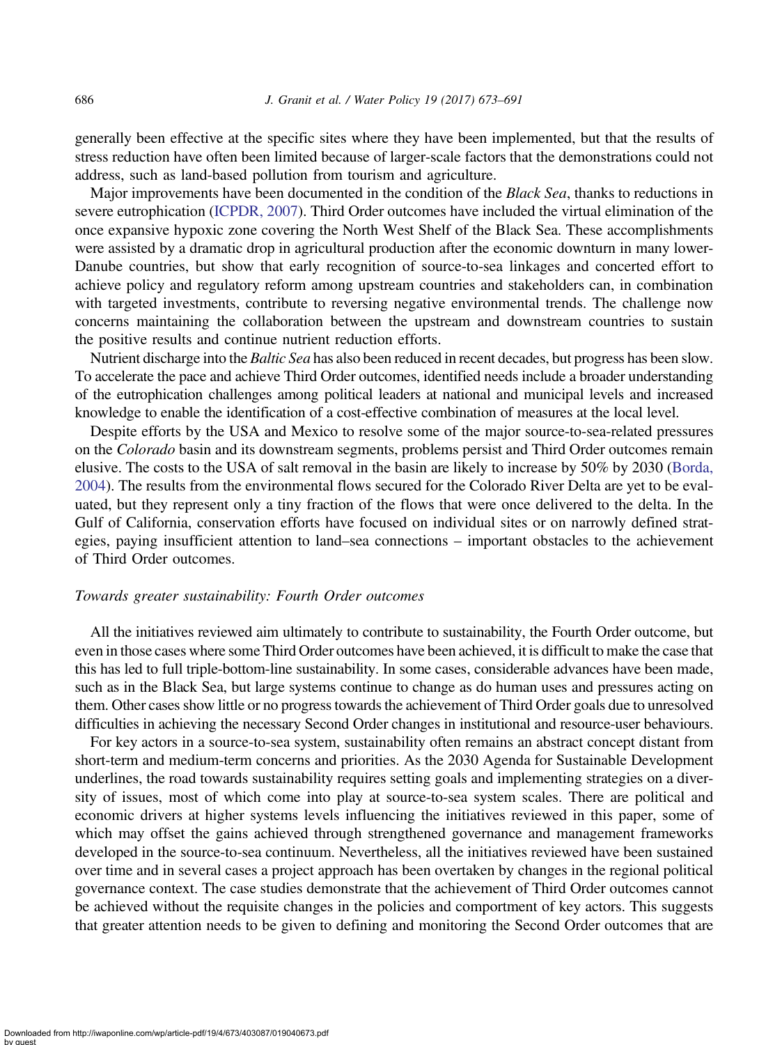generally been effective at the specific sites where they have been implemented, but that the results of stress reduction have often been limited because of larger-scale factors that the demonstrations could not address, such as land-based pollution from tourism and agriculture.

Major improvements have been documented in the condition of the *Black Sea*, thanks to reductions in severe eutrophication (ICPDR, 2007). Third Order outcomes have included the virtual elimination of the once expansive hypoxic zone covering the North West Shelf of the Black Sea. These accomplishments were assisted by a dramatic drop in agricultural production after the economic downturn in many lower-Danube countries, but show that early recognition of source-to-sea linkages and concerted effort to achieve policy and regulatory reform among upstream countries and stakeholders can, in combination with targeted investments, contribute to reversing negative environmental trends. The challenge now concerns maintaining the collaboration between the upstream and downstream countries to sustain the positive results and continue nutrient reduction efforts.

Nutrient discharge into the *Baltic Sea* has also been reduced in recent decades, but progress has been slow. To accelerate the pace and achieve Third Order outcomes, identified needs include a broader understanding of the eutrophication challenges among political leaders at national and municipal levels and increased knowledge to enable the identification of a cost-effective combination of measures at the local level.

Despite efforts by the USA and Mexico to resolve some of the major source-to-sea-related pressures on the *Colorado* basin and its downstream segments, problems persist and Third Order outcomes remain elusive. The costs to the USA of salt removal in the basin are likely to increase by 50% by 2030 (Borda, 2004). The results from the environmental flows secured for the Colorado River Delta are yet to be evaluated, but they represent only a tiny fraction of the flows that were once delivered to the delta. In the Gulf of California, conservation efforts have focused on individual sites or on narrowly defined strategies, paying insufficient attention to land–sea connections – important obstacles to the achievement of Third Order outcomes.

### *Towards greater sustainability: Fourth Order outcomes*

All the initiatives reviewed aim ultimately to contribute to sustainability, the Fourth Order outcome, but even in those cases where some Third Order outcomes have been achieved, it is difficult to make the case that this has led to full triple-bottom-line sustainability. In some cases, considerable advances have been made, such as in the Black Sea, but large systems continue to change as do human uses and pressures acting on them. Other cases show little or no progress towards the achievement of Third Order goals due to unresolved difficulties in achieving the necessary Second Order changes in institutional and resource-user behaviours.

For key actors in a source-to-sea system, sustainability often remains an abstract concept distant from short-term and medium-term concerns and priorities. As the 2030 Agenda for Sustainable Development underlines, the road towards sustainability requires setting goals and implementing strategies on a diversity of issues, most of which come into play at source-to-sea system scales. There are political and economic drivers at higher systems levels influencing the initiatives reviewed in this paper, some of which may offset the gains achieved through strengthened governance and management frameworks developed in the source-to-sea continuum. Nevertheless, all the initiatives reviewed have been sustained over time and in several cases a project approach has been overtaken by changes in the regional political governance context. The case studies demonstrate that the achievement of Third Order outcomes cannot be achieved without the requisite changes in the policies and comportment of key actors. This suggests that greater attention needs to be given to defining and monitoring the Second Order outcomes that are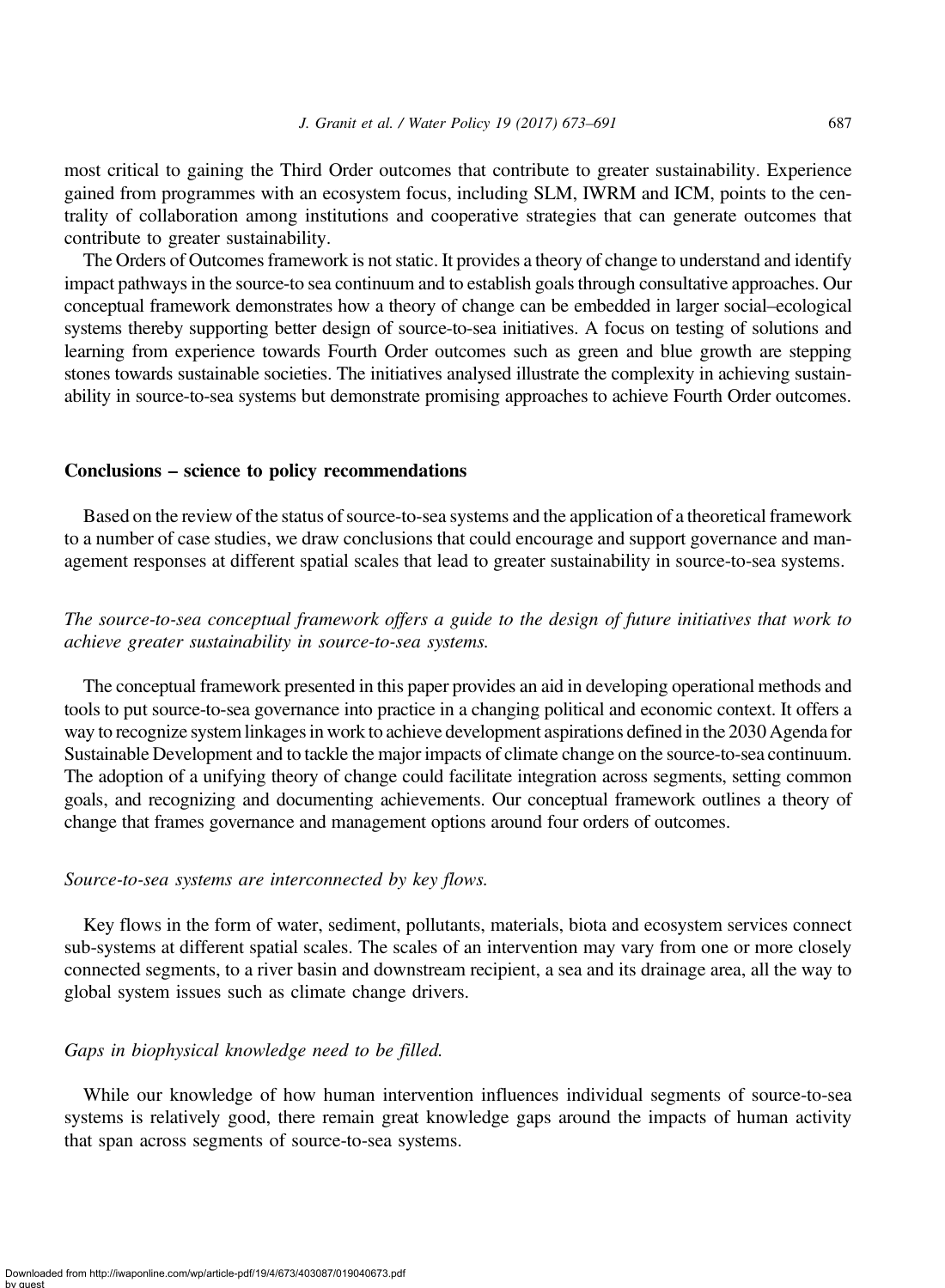most critical to gaining the Third Order outcomes that contribute to greater sustainability. Experience gained from programmes with an ecosystem focus, including SLM, IWRM and ICM, points to the centrality of collaboration among institutions and cooperative strategies that can generate outcomes that contribute to greater sustainability.

The Orders of Outcomes framework is not static. It provides a theory of change to understand and identify impact pathways in the source-to sea continuum and to establish goals through consultative approaches. Our conceptual framework demonstrates how a theory of change can be embedded in larger social–ecological systems thereby supporting better design of source-to-sea initiatives. A focus on testing of solutions and learning from experience towards Fourth Order outcomes such as green and blue growth are stepping stones towards sustainable societies. The initiatives analysed illustrate the complexity in achieving sustainability in source-to-sea systems but demonstrate promising approaches to achieve Fourth Order outcomes.

## Conclusions – science to policy recommendations

Based on the review of the status of source-to-sea systems and the application of a theoretical framework to a number of case studies, we draw conclusions that could encourage and support governance and management responses at different spatial scales that lead to greater sustainability in source-to-sea systems.

*The source-to-sea conceptual framework offers a guide to the design of future initiatives that work to achieve greater sustainability in source-to-sea systems.*

The conceptual framework presented in this paper provides an aid in developing operational methods and tools to put source-to-sea governance into practice in a changing political and economic context. It offers a way to recognize system linkages in work to achieve development aspirations defined in the 2030 Agenda for Sustainable Development and to tackle the major impacts of climate change on the source-to-sea continuum. The adoption of a unifying theory of change could facilitate integration across segments, setting common goals, and recognizing and documenting achievements. Our conceptual framework outlines a theory of change that frames governance and management options around four orders of outcomes.

*Source-to-sea systems are interconnected by key flows.*

Key flows in the form of water, sediment, pollutants, materials, biota and ecosystem services connect sub-systems at different spatial scales. The scales of an intervention may vary from one or more closely connected segments, to a river basin and downstream recipient, a sea and its drainage area, all the way to global system issues such as climate change drivers.

*Gaps in biophysical knowledge need to be filled.*

While our knowledge of how human intervention influences individual segments of source-to-sea systems is relatively good, there remain great knowledge gaps around the impacts of human activity that span across segments of source-to-sea systems.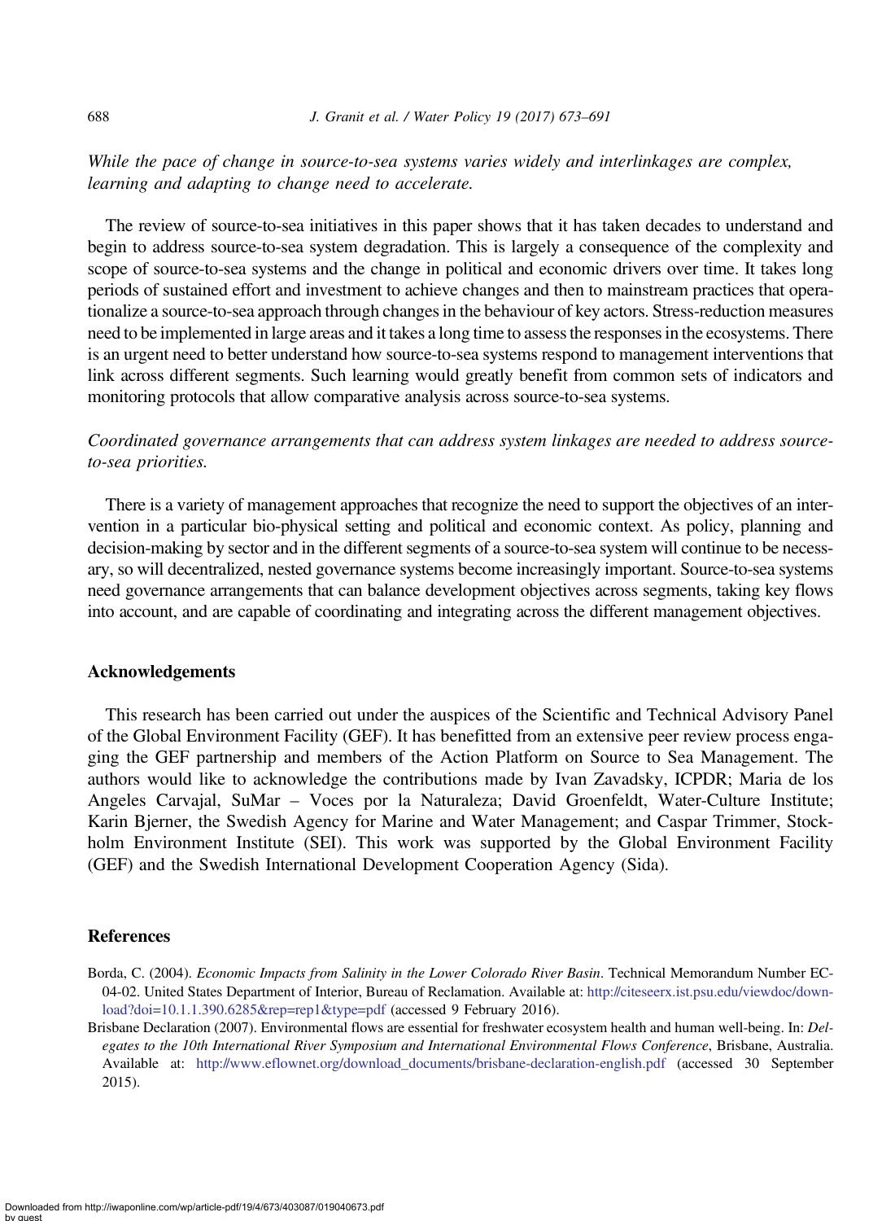*While the pace of change in source-to-sea systems varies widely and interlinkages are complex, learning and adapting to change need to accelerate.*

The review of source-to-sea initiatives in this paper shows that it has taken decades to understand and begin to address source-to-sea system degradation. This is largely a consequence of the complexity and scope of source-to-sea systems and the change in political and economic drivers over time. It takes long periods of sustained effort and investment to achieve changes and then to mainstream practices that operationalize a source-to-sea approach through changes in the behaviour of key actors. Stress-reduction measures need to be implemented in large areas and it takes a long time to assess the responses in the ecosystems. There is an urgent need to better understand how source-to-sea systems respond to management interventions that link across different segments. Such learning would greatly benefit from common sets of indicators and monitoring protocols that allow comparative analysis across source-to-sea systems.

*Coordinated governance arrangements that can address system linkages are needed to address source-to-sea priorities.*

There is a variety of management approaches that recognize the need to support the objectives of an intervention in a particular bio-physical setting and political and economic context. As policy, planning and decision-making by sector and in the different segments of a source-to-sea system will continue to be necessary, so will decentralized, nested governance systems become increasingly important. Source-to-sea systems need governance arrangements that can balance development objectives across segments, taking key flows into account, and are capable of coordinating and integrating across the different management objectives.

## Acknowledgements

This research has been carried out under the auspices of the Scientific and Technical Advisory Panel of the Global Environment Facility (GEF). It has benefitted from an extensive peer review process engaging the GEF partnership and members of the Action Platform on Source to Sea Management. The authors would like to acknowledge the contributions made by Ivan Zavadsky, ICPDR; Maria de los Angeles Carvajal, SuMar – Voces por la Naturaleza; David Groenfeldt, Water-Culture Institute; Karin Bjerner, the Swedish Agency for Marine and Water Management; and Caspar Trimmer, Stockholm Environment Institute (SEI). This work was supported by the Global Environment Facility (GEF) and the Swedish International Development Cooperation Agency (Sida).

## References

Borda, C. (2004). *Economic Impacts from Salinity in the Lower Colorado River Basin*. Technical Memorandum Number EC-04-02. United States Department of Interior, Bureau of Reclamation. Available at: http://citeseerx.ist.psu.edu/viewdoc/download?doi=10.1.1.390.6285&rep=rep1&type=pdf (accessed 9 February 2016).

Brisbane Declaration (2007). Environmental flows are essential for freshwater ecosystem health and human well-being. In: *Delegates to the 10th International River Symposium and International Environmental Flows Conference*, Brisbane, Australia. Available at: http://www.eflownet.org/download_documents/brisbane-declaration-english.pdf (accessed 30 September 2015).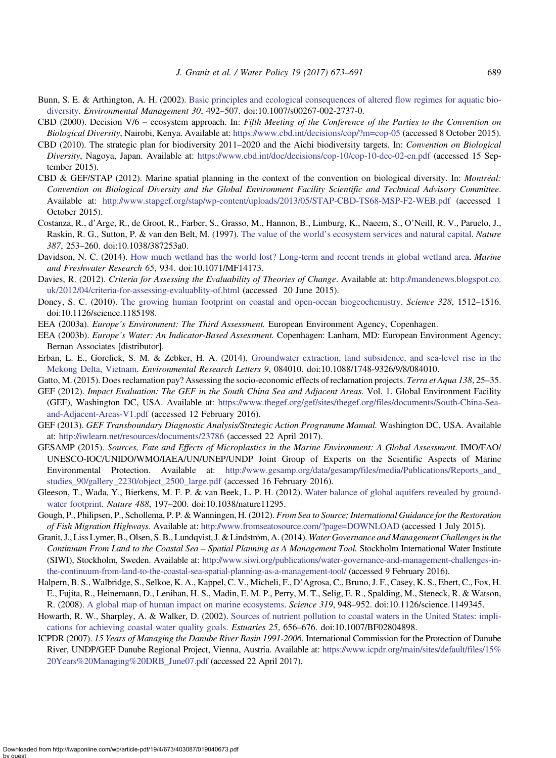Bunn, S. E. & Arthington, A. H. (2002). Basic principles and ecological consequences of altered flow regimes for aquatic biodiversity. *Environmental Management 30*, 492–507. doi:10.1007/s00267-002-2737-0.

CBD (2000). Decision V/6 – ecosystem approach. In: *Fifth Meeting of the Conference of the Parties to the Convention on Biological Diversity*, Nairobi, Kenya. Available at: https://www.cbd.int/decisions/cop/?m=cop-05 (accessed 8 October 2015).

CBD (2010). The strategic plan for biodiversity 2011–2020 and the Aichi biodiversity targets. In: *Convention on Biological Diversity*, Nagoya, Japan. Available at: https://www.cbd.int/doc/decisions/cop-10/cop-10-dec-02-en.pdf (accessed 15 September 2015).

CBD & GEF/STAP (2012). Marine spatial planning in the context of the convention on biological diversity. In: *Montréal: Convention on Biological Diversity and the Global Environment Facility Scientific and Technical Advisory Committee*. Available at: http://www.stapgef.org/stap/wp-content/uploads/2013/05/STAP-CBD-TS68-MSP-F2-WEB.pdf (accessed 1 October 2015).

Costanza, R., d'Arge, R., de Groot, R., Farber, S., Grasso, M., Hannon, B., Limburg, K., Naeem, S., O'Neill, R. V., Paruelo, J., Raskin, R. G., Sutton, P. & van den Belt, M. (1997). The value of the world's ecosystem services and natural capital. *Nature 387*, 253–260. doi:10.1038/387253a0.

Davidson, N. C. (2014). How much wetland has the world lost? Long-term and recent trends in global wetland area. *Marine and Freshwater Research 65*, 934. doi:10.1071/MF14173.

Davies, R. (2012). *Criteria for Assessing the Evaluability of Theories of Change*. Available at: http://mandenews.blogspot.co.uk/2012/04/criteria-for-assessing-evaluablity-of.html (accessed 20 June 2015).

Doney, S. C. (2010). The growing human footprint on coastal and open-ocean biogeochemistry. *Science 328*, 1512–1516. doi:10.1126/science.1185198.

EEA (2003a). *Europe's Environment: The Third Assessment.* European Environment Agency, Copenhagen.

EEA (2003b). *Europe's Water: An Indicator-Based Assessment.* Copenhagen: Lanham, MD: European Environment Agency; Bernan Associates [distributor].

Erban, L. E., Gorelick, S. M. & Zebker, H. A. (2014). Groundwater extraction, land subsidence, and sea-level rise in the Mekong Delta, Vietnam. *Environmental Research Letters 9*, 084010. doi:10.1088/1748-9326/9/8/084010.

Gatto, M. (2015). Does reclamation pay? Assessing the socio-economic effects of reclamation projects. *Terra et Aqua 138*, 25–35.

GEF (2012). *Impact Evaluation: The GEF in the South China Sea and Adjacent Areas.* Vol. 1. Global Environment Facility (GEF), Washington DC, USA. Available at: https://www.thegef.org/gef/sites/thegef.org/files/documents/South-China-Sea-and-Adjacent-Areas-V1.pdf (accessed 12 February 2016).

GEF (2013). *GEF Transboundary Diagnostic Analysis/Strategic Action Programme Manual.* Washington DC, USA. Available at: http://iwlearn.net/resources/documents/23786 (accessed 22 April 2017).

GESAMP (2015). *Sources, Fate and Effects of Microplastics in the Marine Environment: A Global Assessment*. IMO/FAO/UNESCO-IOC/UNIDO/WMO/IAEA/UN/UNEP/UNDP Joint Group of Experts on the Scientific Aspects of Marine Environmental Protection. Available at: http://www.gesamp.org/data/gesamp/files/media/Publications/Reports_and_studies_90/gallery_2230/object_2500_large.pdf (accessed 16 February 2016).

Gleeson, T., Wada, Y., Bierkens, M. F. P. & van Beek, L. P. H. (2012). Water balance of global aquifers revealed by groundwater footprint. *Nature 488*, 197–200. doi:10.1038/nature11295.

Gough, P., Philipsen, P., Schollema, P. P. & Wanningen, H. (2012). *From Sea to Source; International Guidance for the Restoration of Fish Migration Highways*. Available at: http://www.fromseatosource.com/?page=DOWNLOAD (accessed 1 July 2015).

Granit, J., Liss Lymer, B., Olsen, S. B., Lundqvist, J. & Lindström, A. (2014). *Water Governance and Management Challenges in the Continuum From Land to the Coastal Sea – Spatial Planning as A Management Tool.* Stockholm International Water Institute (SIWI), Stockholm, Sweden. Available at: http://www.siwi.org/publications/water-governance-and-management-challenges-in-the-continuum-from-land-to-the-coastal-sea-spatial-planning-as-a-management-tool/ (accessed 9 February 2016).

Halpern, B. S., Walbridge, S., Selkoe, K. A., Kappel, C. V., Micheli, F., D'Agrosa, C., Bruno, J. F., Casey, K. S., Ebert, C., Fox, H. E., Fujita, R., Heinemann, D., Lenihan, H. S., Madin, E. M. P., Perry, M. T., Selig, E. R., Spalding, M., Steneck, R. & Watson, R. (2008). A global map of human impact on marine ecosystems. *Science 319*, 948–952. doi:10.1126/science.1149345.

Howarth, R. W., Sharpley, A. & Walker, D. (2002). Sources of nutrient pollution to coastal waters in the United States: implications for achieving coastal water quality goals. *Estuaries 25*, 656–676. doi:10.1007/BF02804898.

ICPDR (2007). *15 Years of Managing the Danube River Basin 1991-2006.* International Commission for the Protection of Danube River, UNDP/GEF Danube Regional Project, Vienna, Austria. Available at: https://www.icpdr.org/main/sites/default/files/15%20Years%20Managing%20DRB_June07.pdf (accessed 22 April 2017).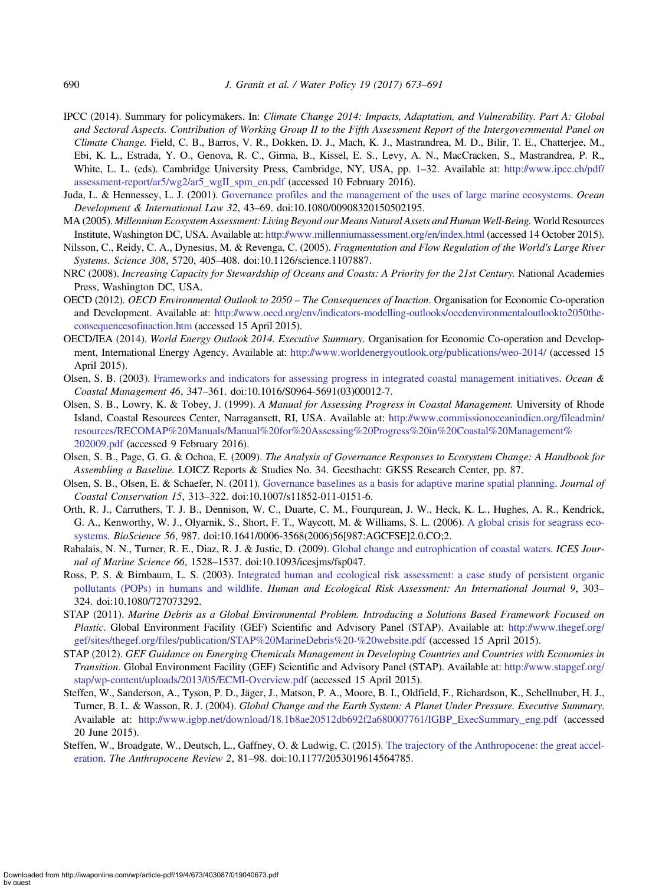IPCC (2014). Summary for policymakers. In: *Climate Change 2014: Impacts, Adaptation, and Vulnerability. Part A: Global and Sectoral Aspects. Contribution of Working Group II to the Fifth Assessment Report of the Intergovernmental Panel on Climate Change.* Field, C. B., Barros, V. R., Dokken, D. J., Mach, K. J., Mastrandrea, M. D., Bilir, T. E., Chatterjee, M., Ebi, K. L., Estrada, Y. O., Genova, R. C., Girma, B., Kissel, E. S., Levy, A. N., MacCracken, S., Mastrandrea, P. R., White, L. L. (eds). Cambridge University Press, Cambridge, NY, USA, pp. 1–32. Available at: http://www.ipcc.ch/pdf/assessment-report/ar5/wg2/ar5_wgII_spm_en.pdf (accessed 10 February 2016).

Juda, L. & Hennessey, L. J. (2001). Governance profiles and the management of the uses of large marine ecosystems. *Ocean Development & International Law 32*, 43–69. doi:10.1080/00908320150502195.

MA (2005). *Millennium Ecosystem Assessment: Living Beyond our Means Natural Assets and Human Well-Being.* World Resources Institute, Washington DC, USA. Available at: http://www.millenniumassessment.org/en/index.html (accessed 14 October 2015).

Nilsson, C., Reidy, C. A., Dynesius, M. & Revenga, C. (2005). *Fragmentation and Flow Regulation of the World's Large River Systems. Science 308*, 5720, 405–408. doi:10.1126/science.1107887.

NRC (2008). *Increasing Capacity for Stewardship of Oceans and Coasts: A Priority for the 21st Century.* National Academies Press, Washington DC, USA.

OECD (2012). *OECD Environmental Outlook to 2050 – The Consequences of Inaction*. Organisation for Economic Co-operation and Development. Available at: http://www.oecd.org/env/indicators-modelling-outlooks/oecdenvironmentaloutlookto2050theconsequencesofinaction.htm (accessed 15 April 2015).

OECD/IEA (2014). *World Energy Outlook 2014. Executive Summary*. Organisation for Economic Co-operation and Development, International Energy Agency. Available at: http://www.worldenergyoutlook.org/publications/weo-2014/ (accessed 15 April 2015).

Olsen, S. B. (2003). Frameworks and indicators for assessing progress in integrated coastal management initiatives. *Ocean & Coastal Management 46*, 347–361. doi:10.1016/S0964-5691(03)00012-7.

Olsen, S. B., Lowry, K. & Tobey, J. (1999). *A Manual for Assessing Progress in Coastal Management.* University of Rhode Island, Coastal Resources Center, Narragansett, RI, USA. Available at: http://www.commissionoceanindien.org/fileadmin/resources/RECOMAP%20Manuals/Manual%20for%20Assessing%20Progress%20in%20Coastal%20Management%202009.pdf (accessed 9 February 2016).

Olsen, S. B., Page, G. G. & Ochoa, E. (2009). *The Analysis of Governance Responses to Ecosystem Change: A Handbook for Assembling a Baseline.* LOICZ Reports & Studies No. 34. Geesthacht: GKSS Research Center, pp. 87.

Olsen, S. B., Olsen, E. & Schaefer, N. (2011). Governance baselines as a basis for adaptive marine spatial planning. *Journal of Coastal Conservation 15*, 313–322. doi:10.1007/s11852-011-0151-6.

Orth, R. J., Carruthers, T. J. B., Dennison, W. C., Duarte, C. M., Fourqurean, J. W., Heck, K. L., Hughes, A. R., Kendrick, G. A., Kenworthy, W. J., Olyarnik, S., Short, F. T., Waycott, M. & Williams, S. L. (2006). A global crisis for seagrass ecosystems. *BioScience 56*, 987. doi:10.1641/0006-3568(2006)56[987:AGCFSE]2.0.CO;2.

Rabalais, N. N., Turner, R. E., Diaz, R. J. & Justic, D. (2009). Global change and eutrophication of coastal waters. *ICES Journal of Marine Science 66*, 1528–1537. doi:10.1093/icesjms/fsp047.

Ross, P. S. & Birnbaum, L. S. (2003). Integrated human and ecological risk assessment: a case study of persistent organic pollutants (POPs) in humans and wildlife. *Human and Ecological Risk Assessment: An International Journal 9*, 303–324. doi:10.1080/727073292.

STAP (2011). *Marine Debris as a Global Environmental Problem. Introducing a Solutions Based Framework Focused on Plastic*. Global Environment Facility (GEF) Scientific and Advisory Panel (STAP). Available at: http://www.thegef.org/gef/sites/thegef.org/files/publication/STAP%20MarineDebris%20-%20website.pdf (accessed 15 April 2015).

STAP (2012). *GEF Guidance on Emerging Chemicals Management in Developing Countries and Countries with Economies in Transition*. Global Environment Facility (GEF) Scientific and Advisory Panel (STAP). Available at: http://www.stapgef.org/stap/wp-content/uploads/2013/05/ECMI-Overview.pdf (accessed 15 April 2015).

Steffen, W., Sanderson, A., Tyson, P. D., Jäger, J., Matson, P. A., Moore, B. I., Oldfield, F., Richardson, K., Schellnuber, H. J., Turner, B. L. & Wasson, R. J. (2004). *Global Change and the Earth System: A Planet Under Pressure. Executive Summary*. Available at: http://www.igbp.net/download/18.1b8ae20512db692f2a680007761/IGBP_ExecSummary_eng.pdf (accessed 20 June 2015).

Steffen, W., Broadgate, W., Deutsch, L., Gaffney, O. & Ludwig, C. (2015). The trajectory of the Anthropocene: the great acceleration. *The Anthropocene Review 2*, 81–98. doi:10.1177/2053019614564785.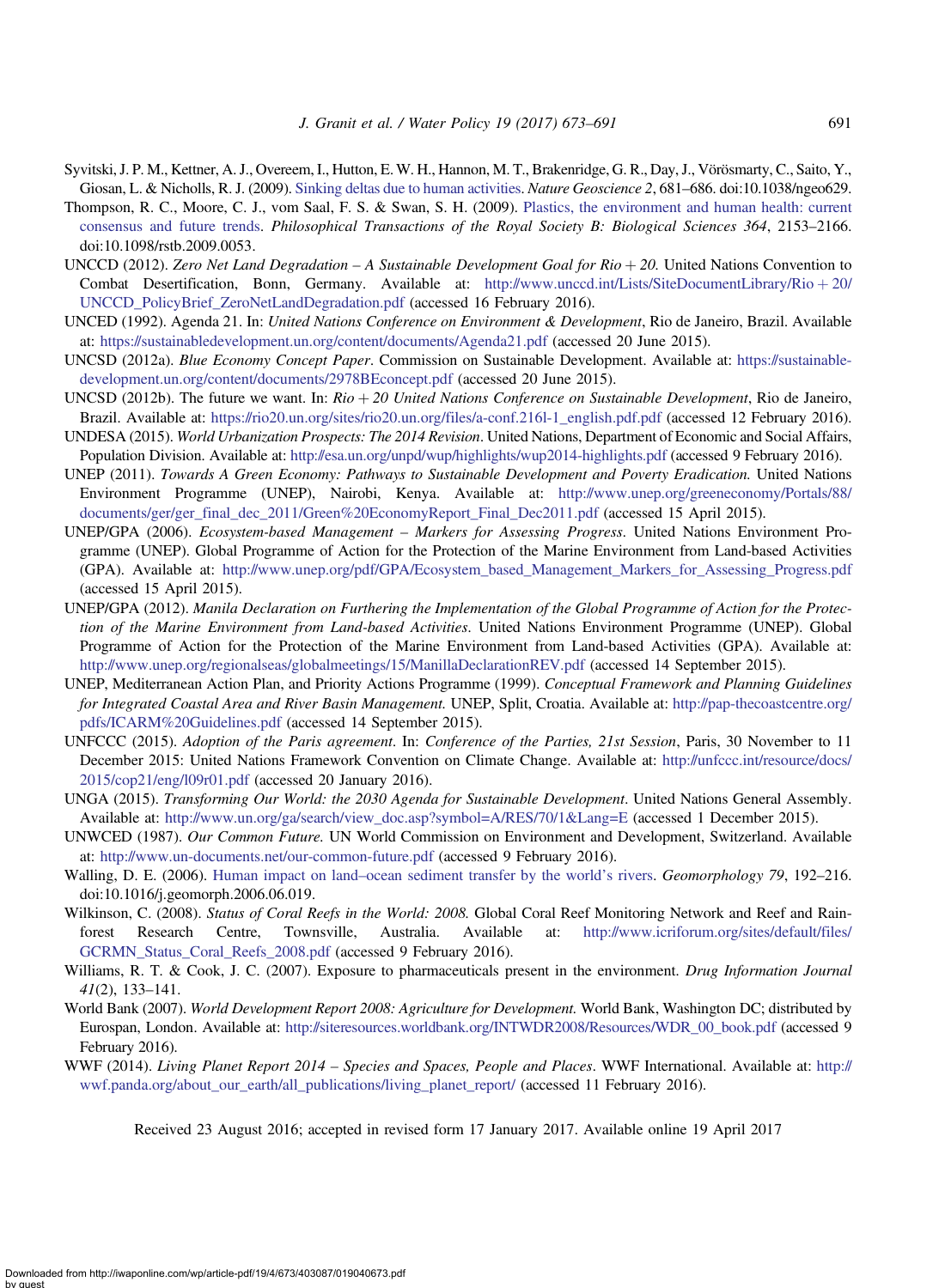Syvitski, J. P. M., Kettner, A. J., Overeem, I., Hutton, E. W. H., Hannon, M. T., Brakenridge, G. R., Day, J., Vörösmarty, C., Saito, Y., Giosan, L. & Nicholls, R. J. (2009). Sinking deltas due to human activities. *Nature Geoscience 2*, 681–686. doi:10.1038/ngeo629.

Thompson, R. C., Moore, C. J., vom Saal, F. S. & Swan, S. H. (2009). Plastics, the environment and human health: current consensus and future trends. *Philosophical Transactions of the Royal Society B: Biological Sciences 364*, 2153–2166. doi:10.1098/rstb.2009.0053.

UNCCD (2012). *Zero Net Land Degradation – A Sustainable Development Goal for Rio + 20*. United Nations Convention to Combat Desertification, Bonn, Germany. Available at: http://www.unccd.int/Lists/SiteDocumentLibrary/Rio + 20/UNCCD_PolicyBrief_ZeroNetLandDegradation.pdf (accessed 16 February 2016).

UNCED (1992). Agenda 21. In: *United Nations Conference on Environment & Development*, Rio de Janeiro, Brazil. Available at: https://sustainabledevelopment.un.org/content/documents/Agenda21.pdf (accessed 20 June 2015).

UNCSD (2012a). *Blue Economy Concept Paper*. Commission on Sustainable Development. Available at: https://sustainabledevelopment.un.org/content/documents/2978BEconcept.pdf (accessed 20 June 2015).

UNCSD (2012b). The future we want. In: *Rio + 20 United Nations Conference on Sustainable Development*, Rio de Janeiro, Brazil. Available at: https://rio20.un.org/sites/rio20.un.org/files/a-conf.216l-1_english.pdf.pdf (accessed 12 February 2016).

UNDESA (2015). *World Urbanization Prospects: The 2014 Revision*. United Nations, Department of Economic and Social Affairs, Population Division. Available at: http://esa.un.org/unpd/wup/highlights/wup2014-highlights.pdf (accessed 9 February 2016).

UNEP (2011). *Towards A Green Economy: Pathways to Sustainable Development and Poverty Eradication.* United Nations Environment Programme (UNEP), Nairobi, Kenya. Available at: http://www.unep.org/greeneconomy/Portals/88/documents/ger/ger_final_dec_2011/Green%20EconomyReport_Final_Dec2011.pdf (accessed 15 April 2015).

UNEP/GPA (2006). *Ecosystem-based Management – Markers for Assessing Progress*. United Nations Environment Programme (UNEP). Global Programme of Action for the Protection of the Marine Environment from Land-based Activities (GPA). Available at: http://www.unep.org/pdf/GPA/Ecosystem_based_Management_Markers_for_Assessing_Progress.pdf (accessed 15 April 2015).

UNEP/GPA (2012). *Manila Declaration on Furthering the Implementation of the Global Programme of Action for the Protection of the Marine Environment from Land-based Activities*. United Nations Environment Programme (UNEP). Global Programme of Action for the Protection of the Marine Environment from Land-based Activities (GPA). Available at: http://www.unep.org/regionalseas/globalmeetings/15/ManillaDeclarationREV.pdf (accessed 14 September 2015).

UNEP, Mediterranean Action Plan, and Priority Actions Programme (1999). *Conceptual Framework and Planning Guidelines for Integrated Coastal Area and River Basin Management.* UNEP, Split, Croatia. Available at: http://pap-thecoastcentre.org/pdfs/ICARM%20Guidelines.pdf (accessed 14 September 2015).

UNFCCC (2015). *Adoption of the Paris agreement*. In: *Conference of the Parties, 21st Session*, Paris, 30 November to 11 December 2015: United Nations Framework Convention on Climate Change. Available at: http://unfccc.int/resource/docs/2015/cop21/eng/l09r01.pdf (accessed 20 January 2016).

UNGA (2015). *Transforming Our World: the 2030 Agenda for Sustainable Development*. United Nations General Assembly. Available at: http://www.un.org/ga/search/view_doc.asp?symbol=A/RES/70/1&Lang=E (accessed 1 December 2015).

UNWCED (1987). *Our Common Future.* UN World Commission on Environment and Development, Switzerland. Available at: http://www.un-documents.net/our-common-future.pdf (accessed 9 February 2016).

Walling, D. E. (2006). Human impact on land–ocean sediment transfer by the world's rivers. *Geomorphology 79*, 192–216. doi:10.1016/j.geomorph.2006.06.019.

Wilkinson, C. (2008). *Status of Coral Reefs in the World: 2008.* Global Coral Reef Monitoring Network and Reef and Rainforest Research Centre, Townsville, Australia. Available at: http://www.icriforum.org/sites/default/files/GCRMN_Status_Coral_Reefs_2008.pdf (accessed 9 February 2016).

Williams, R. T. & Cook, J. C. (2007). Exposure to pharmaceuticals present in the environment. *Drug Information Journal 41*(2), 133–141.

World Bank (2007). *World Development Report 2008: Agriculture for Development.* World Bank, Washington DC; distributed by Eurospan, London. Available at: http://siteresources.worldbank.org/INTWDR2008/Resources/WDR_00_book.pdf (accessed 9 February 2016).

WWF (2014). *Living Planet Report 2014 – Species and Spaces, People and Places*. WWF International. Available at: http://wwf.panda.org/about_our_earth/all_publications/living_planet_report/ (accessed 11 February 2016).

Received 23 August 2016; accepted in revised form 17 January 2017. Available online 19 April 2017